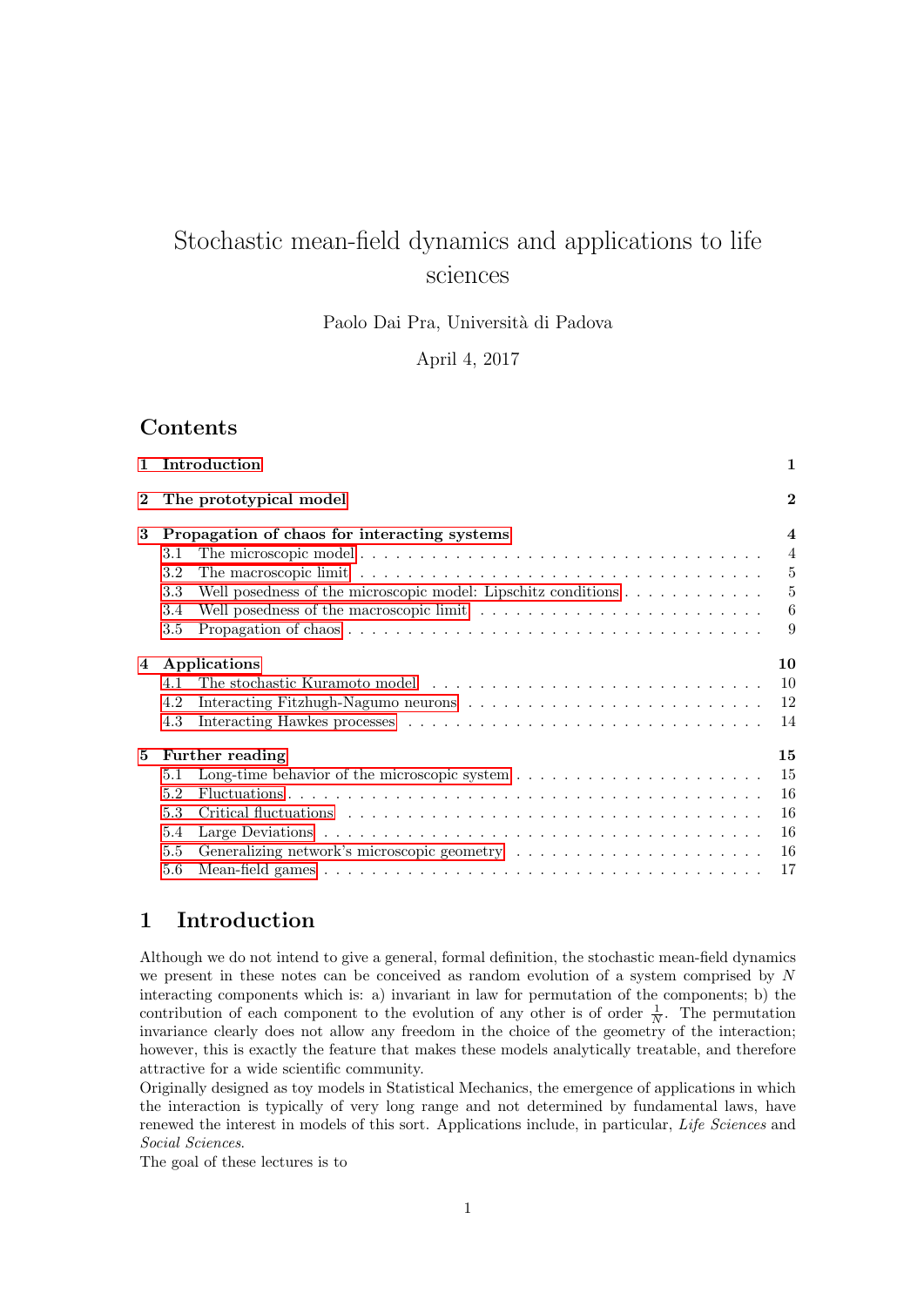# Stochastic mean-field dynamics and applications to life sciences

Paolo Dai Pra, Università di Padova

April 4, 2017

## Contents

**1 Introduction** **1**

**2 The prototypical model** **2**

**3 Propagation of chaos for interacting systems** **4**
- 3.1 The microscopic model . . . 4
- 3.2 The macroscopic limit . . . 5
- 3.3 Well posedness of the microscopic model: Lipschitz conditions . . . 5
- 3.4 Well posedness of the macroscopic limit . . . 6
- 3.5 Propagation of chaos . . . 9

**4 Applications** **10**
- 4.1 The stochastic Kuramoto model . . . 10
- 4.2 Interacting Fitzhugh-Nagumo neurons . . . 12
- 4.3 Interacting Hawkes processes . . . 14

**5 Further reading** **15**
- 5.1 Long-time behavior of the microscopic system . . . 15
- 5.2 Fluctuations . . . 16
- 5.3 Critical fluctuations . . . 16
- 5.4 Large Deviations . . . 16
- 5.5 Generalizing network's microscopic geometry . . . 16
- 5.6 Mean-field games . . . 17

# 1 Introduction

Although we do not intend to give a general, formal definition, the stochastic mean-field dynamics we present in these notes can be conceived as random evolution of a system comprised by $N$ interacting components which is: a) invariant in law for permutation of the components; b) the contribution of each component to the evolution of any other is of order $\frac{1}{N}$. The permutation invariance clearly does not allow any freedom in the choice of the geometry of the interaction; however, this is exactly the feature that makes these models analytically treatable, and therefore attractive for a wide scientific community.

Originally designed as toy models in Statistical Mechanics, the emergence of applications in which the interaction is typically of very long range and not determined by fundamental laws, have renewed the interest in models of this sort. Applications include, in particular, *Life Sciences* and *Social Sciences*.

The goal of these lectures is to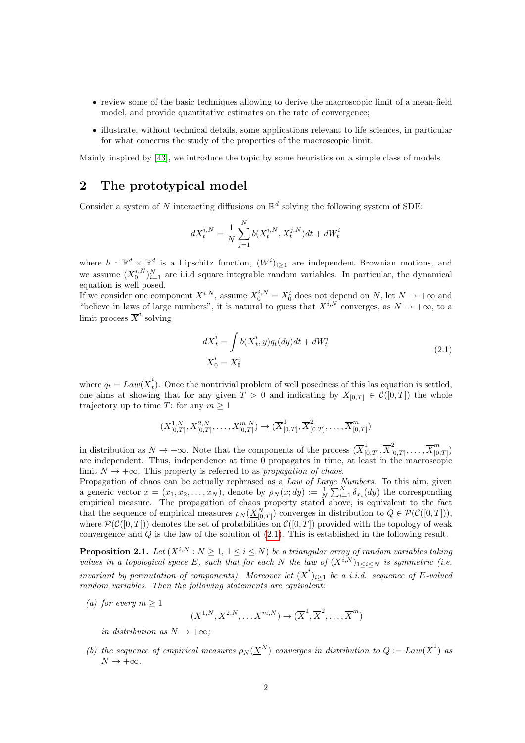- review some of the basic techniques allowing to derive the macroscopic limit of a mean-field model, and provide quantitative estimates on the rate of convergence;
- illustrate, without technical details, some applications relevant to life sciences, in particular for what concerns the study of the properties of the macroscopic limit.

Mainly inspired by [43], we introduce the topic by some heuristics on a simple class of models

## 2 The prototypical model

Consider a system of $N$ interacting diffusions on $\mathbb{R}^d$ solving the following system of SDE:

$$dX_t^{i,N} = \frac{1}{N}\sum_{j=1}^{N} b(X_t^{i,N}, X_t^{j,N})dt + dW_t^i$$

where $b : \mathbb{R}^d \times \mathbb{R}^d$ is a Lipschitz function, $(W^i)_{i\geq 1}$ are independent Brownian motions, and we assume $(X_0^{i,N})_{i=1}^N$ are i.i.d square integrable random variables. In particular, the dynamical equation is well posed.

If we consider one component $X^{i,N}$, assume $X_0^{i,N} = X_0^i$ does not depend on $N$, let $N \to +\infty$ and "believe in laws of large numbers", it is natural to guess that $X^{i,N}$ converges, as $N \to +\infty$, to a limit process $\overline{X}^i$ solving

$$\begin{aligned} d\overline{X}_t^i &= \int b(\overline{X}_t^i, y)q_t(dy)dt + dW_t^i \\ \overline{X}_0^i &= X_0^i \end{aligned} \tag{2.1}$$

where $q_t = Law(\overline{X}_t^i)$. Once the nontrivial problem of well posedness of this las equation is settled, one aims at showing that for any given $T > 0$ and indicating by $X_{[0,T]} \in \mathcal{C}([0,T])$ the whole trajectory up to time $T$: for any $m \geq 1$

$$(X_{[0,T]}^{1,N}, X_{[0,T]}^{2,N}, \ldots, X_{[0,T]}^{m,N}) \to (\overline{X}_{[0,T]}^1, \overline{X}_{[0,T]}^2, \ldots, \overline{X}_{[0,T]}^m)$$

in distribution as $N \to +\infty$. Note that the components of the process $(\overline{X}_{[0,T]}^1, \overline{X}_{[0,T]}^2, \ldots, \overline{X}_{[0,T]}^m)$ are independent. Thus, independence at time 0 propagates in time, at least in the macroscopic limit $N \to +\infty$. This property is referred to as *propagation of chaos*.

Propagation of chaos can be actually rephrased as a *Law of Large Numbers*. To this aim, given a generic vector $\underline{x} = (x_1, x_2, \ldots, x_N)$, denote by $\rho_N(\underline{x}; dy) := \frac{1}{N}\sum_{i=1}^N \delta_{x_i}(dy)$ the corresponding empirical measure. The propagation of chaos property stated above, is equivalent to the fact that the sequence of empirical measures $\rho_N(\underline{X}_{[0,T]}^N)$ converges in distribution to $Q \in \mathcal{P}(\mathcal{C}([0,T]))$, where $\mathcal{P}(\mathcal{C}([0,T]))$ denotes the set of probabilities on $\mathcal{C}([0,T])$ provided with the topology of weak convergence and $Q$ is the law of the solution of (2.1). This is established in the following result.

**Proposition 2.1.** *Let $(X^{i,N} : N \geq 1, 1 \leq i \leq N)$ be a triangular array of random variables taking values in a topological space $E$, such that for each $N$ the law of $(X^{i,N})_{1\leq i\leq N}$ is symmetric (i.e. invariant by permutation of components). Moreover let $(\overline{X}^i)_{i\geq 1}$ be a i.i.d. sequence of $E$-valued random variables. Then the following statements are equivalent:*

*(a) for every $m \geq 1$*

$$(X^{1,N}, X^{2,N}, \ldots X^{m,N}) \to (\overline{X}^1, \overline{X}^2, \ldots, \overline{X}^m)$$

*in distribution as $N \to +\infty$;*

*(b) the sequence of empirical measures $\rho_N(\underline{X}^N)$ converges in distribution to $Q := Law(\overline{X}^1)$ as $N \to +\infty$.*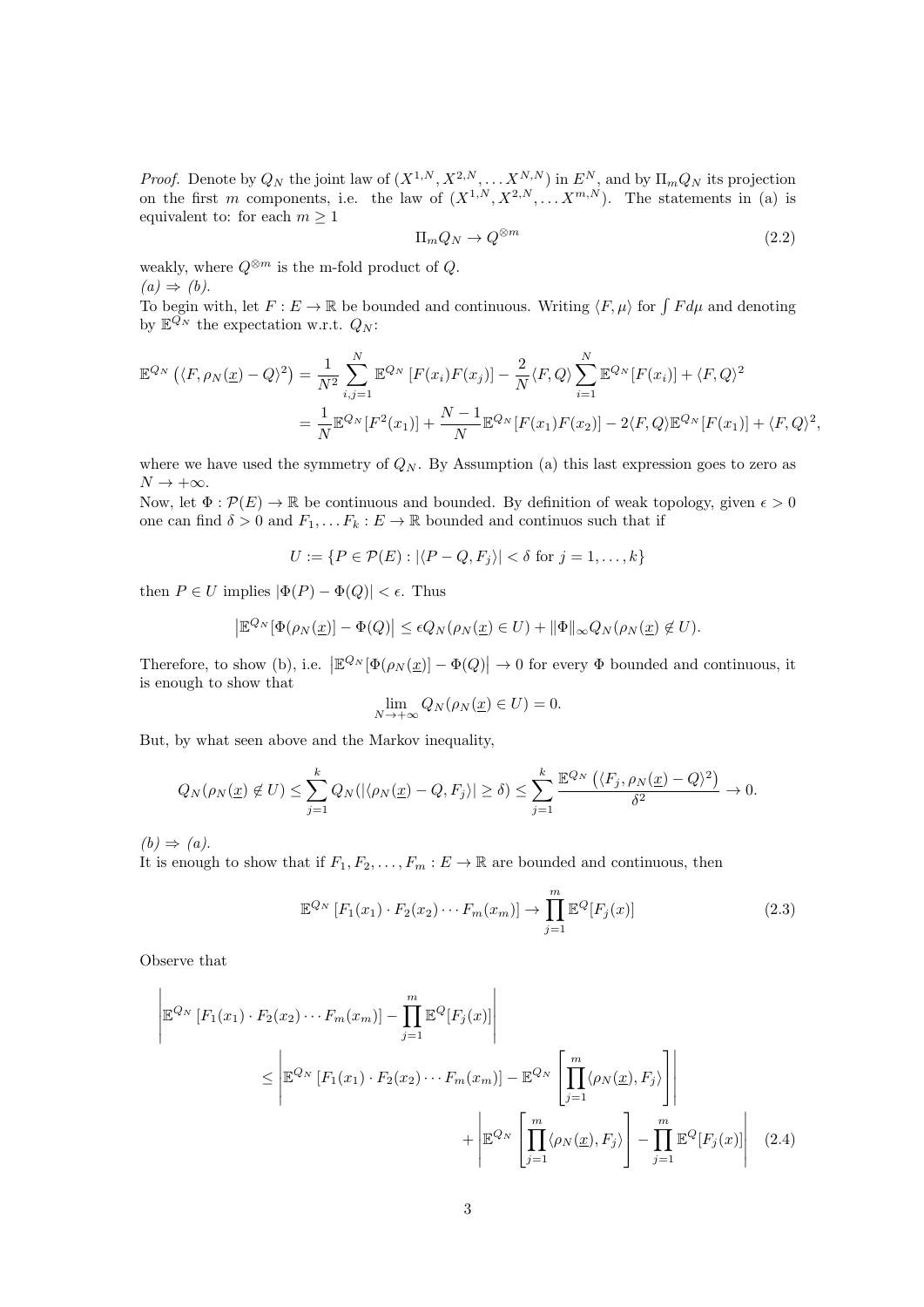*Proof.* Denote by $Q_N$ the joint law of $(X^{1,N}, X^{2,N}, \dots X^{N,N})$ in $E^N$, and by $\Pi_m Q_N$ its projection on the first $m$ components, i.e. the law of $(X^{1,N}, X^{2,N}, \dots X^{m,N})$. The statements in (a) is equivalent to: for each $m \geq 1$

$$\Pi_m Q_N \to Q^{\otimes m} \tag{2.2}$$

weakly, where $Q^{\otimes m}$ is the m-fold product of $Q$.

*(a) $\Rightarrow$ (b).*

To begin with, let $F : E \to \mathbb{R}$ be bounded and continuous. Writing $\langle F, \mu \rangle$ for $\int F d\mu$ and denoting by $\mathbb{E}^{Q_N}$ the expectation w.r.t. $Q_N$:

$$\begin{aligned}
\mathbb{E}^{Q_N}\left(\langle F, \rho_N(\underline{x}) - Q\rangle^2\right) &= \frac{1}{N^2}\sum_{i,j=1}^N \mathbb{E}^{Q_N}\left[F(x_i)F(x_j)\right] - \frac{2}{N}\langle F, Q\rangle \sum_{i=1}^N \mathbb{E}^{Q_N}[F(x_i)] + \langle F, Q\rangle^2 \\
&= \frac{1}{N}\mathbb{E}^{Q_N}[F^2(x_1)] + \frac{N-1}{N}\mathbb{E}^{Q_N}[F(x_1)F(x_2)] - 2\langle F, Q\rangle \mathbb{E}^{Q_N}[F(x_1)] + \langle F, Q\rangle^2,
\end{aligned}$$

where we have used the symmetry of $Q_N$. By Assumption (a) this last expression goes to zero as $N \to +\infty$.

Now, let $\Phi : \mathcal{P}(E) \to \mathbb{R}$ be continuous and bounded. By definition of weak topology, given $\epsilon > 0$ one can find $\delta > 0$ and $F_1, \dots F_k : E \to \mathbb{R}$ bounded and continuos such that if

$$U := \{P \in \mathcal{P}(E) : |\langle P - Q, F_j\rangle| < \delta \text{ for } j = 1, \dots, k\}$$

then $P \in U$ implies $|\Phi(P) - \Phi(Q)| < \epsilon$. Thus

$$\left|\mathbb{E}^{Q_N}[\Phi(\rho_N(\underline{x})] - \Phi(Q)\right| \leq \epsilon Q_N(\rho_N(\underline{x}) \in U) + \|\Phi\|_\infty Q_N(\rho_N(\underline{x}) \notin U).$$

Therefore, to show (b), i.e. $\left|\mathbb{E}^{Q_N}[\Phi(\rho_N(\underline{x})] - \Phi(Q)\right| \to 0$ for every $\Phi$ bounded and continuous, it is enough to show that

$$\lim_{N \to +\infty} Q_N(\rho_N(\underline{x}) \in U) = 0.$$

But, by what seen above and the Markov inequality,

$$Q_N(\rho_N(\underline{x}) \notin U) \leq \sum_{j=1}^k Q_N(|\langle \rho_N(\underline{x}) - Q, F_j\rangle| \geq \delta) \leq \sum_{j=1}^k \frac{\mathbb{E}^{Q_N}\left(\langle F_j, \rho_N(\underline{x}) - Q\rangle^2\right)}{\delta^2} \to 0.$$

*(b) $\Rightarrow$ (a).*

It is enough to show that if $F_1, F_2, \dots, F_m : E \to \mathbb{R}$ are bounded and continuous, then

$$\mathbb{E}^{Q_N}\left[F_1(x_1) \cdot F_2(x_2) \cdots F_m(x_m)\right] \to \prod_{j=1}^m \mathbb{E}^Q[F_j(x)] \tag{2.3}$$

Observe that

$$\begin{aligned}
&\left|\mathbb{E}^{Q_N}\left[F_1(x_1) \cdot F_2(x_2) \cdots F_m(x_m)\right] - \prod_{j=1}^m \mathbb{E}^Q[F_j(x)]\right| \\
&\qquad \leq \left|\mathbb{E}^{Q_N}\left[F_1(x_1) \cdot F_2(x_2) \cdots F_m(x_m)\right] - \mathbb{E}^{Q_N}\left[\prod_{j=1}^m \langle \rho_N(\underline{x}), F_j\rangle\right]\right| \\
&\qquad\qquad + \left|\mathbb{E}^{Q_N}\left[\prod_{j=1}^m \langle \rho_N(\underline{x}), F_j\rangle\right] - \prod_{j=1}^m \mathbb{E}^Q[F_j(x)]\right|
\end{aligned} \tag{2.4}$$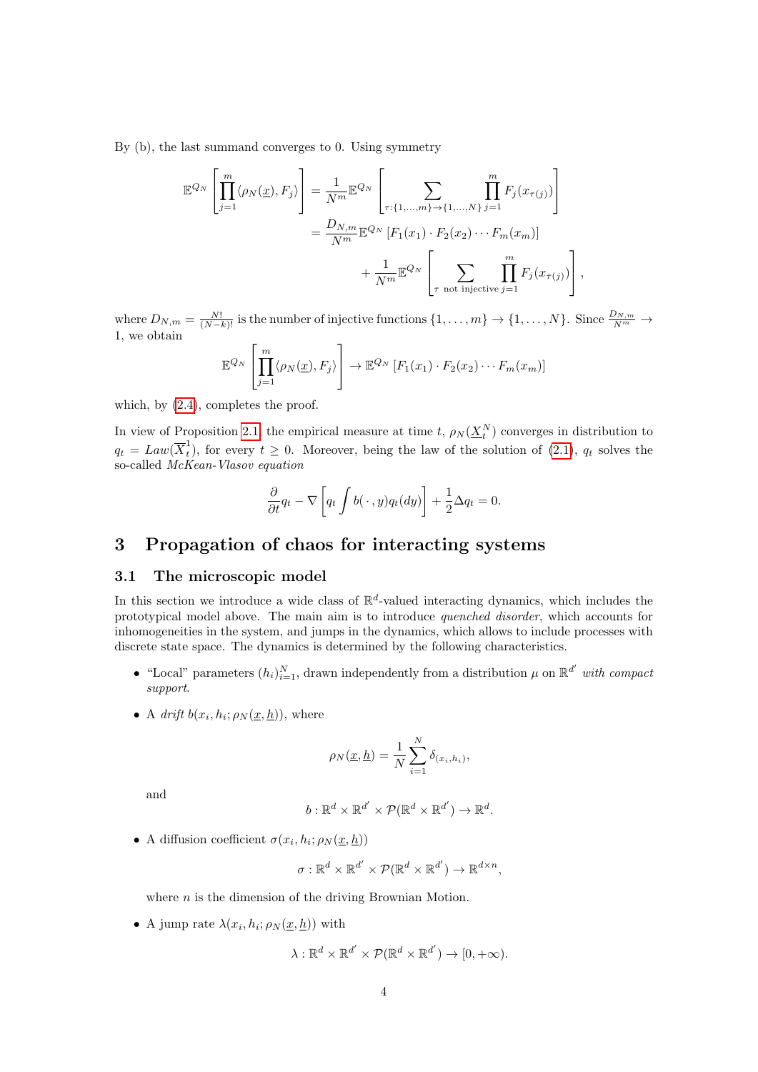By (b), the last summand converges to 0. Using symmetry

$$
\begin{aligned}
\mathbb{E}^{Q_N}\left[\prod_{j=1}^m \langle \rho_N(\underline{x}), F_j\rangle\right] &= \frac{1}{N^m}\mathbb{E}^{Q_N}\left[\sum_{\tau:\{1,\ldots,m\}\to\{1,\ldots,N\}} \prod_{j=1}^m F_j(x_{\tau(j)})\right] \\
&= \frac{D_{N,m}}{N^m}\mathbb{E}^{Q_N}\left[F_1(x_1)\cdot F_2(x_2)\cdots F_m(x_m)\right] \\
&\quad + \frac{1}{N^m}\mathbb{E}^{Q_N}\left[\sum_{\tau \text{ not injective}} \prod_{j=1}^m F_j(x_{\tau(j)})\right],
\end{aligned}
$$

where $D_{N,m} = \frac{N!}{(N-k)!}$ is the number of injective functions $\{1,\ldots,m\}\to\{1,\ldots,N\}$. Since $\frac{D_{N,m}}{N^m}\to 1$, we obtain

$$
\mathbb{E}^{Q_N}\left[\prod_{j=1}^m \langle \rho_N(\underline{x}), F_j\rangle\right] \to \mathbb{E}^{Q_N}\left[F_1(x_1)\cdot F_2(x_2)\cdots F_m(x_m)\right]
$$

which, by (2.4), completes the proof.

In view of Proposition 2.1 the empirical measure at time $t$, $\rho_N(\underline{X}_t^N)$ converges in distribution to $q_t = Law(\overline{X}_t^1)$, for every $t\geq 0$. Moreover, being the law of the solution of (2.1), $q_t$ solves the so-called *McKean-Vlasov equation*

$$
\frac{\partial}{\partial t}q_t - \nabla\left[q_t\int b(\,\cdot\,,y)q_t(dy)\right] + \frac{1}{2}\Delta q_t = 0.
$$

# 3 Propagation of chaos for interacting systems

## 3.1 The microscopic model

In this section we introduce a wide class of $\mathbb{R}^d$-valued interacting dynamics, which includes the prototypical model above. The main aim is to introduce *quenched disorder*, which accounts for inhomogeneities in the system, and jumps in the dynamics, which allows to include processes with discrete state space. The dynamics is determined by the following characteristics.

- "Local" parameters $(h_i)_{i=1}^N$, drawn independently from a distribution $\mu$ on $\mathbb{R}^{d'}$ *with compact support*.
- A *drift* $b(x_i, h_i; \rho_N(\underline{x},\underline{h}))$, where

$$
\rho_N(\underline{x},\underline{h}) = \frac{1}{N}\sum_{i=1}^N \delta_{(x_i,h_i)},
$$

  and

$$
b:\mathbb{R}^d\times\mathbb{R}^{d'}\times\mathcal{P}(\mathbb{R}^d\times\mathbb{R}^{d'})\to\mathbb{R}^d.
$$

- A diffusion coefficient $\sigma(x_i, h_i; \rho_N(\underline{x},\underline{h}))$

$$
\sigma:\mathbb{R}^d\times\mathbb{R}^{d'}\times\mathcal{P}(\mathbb{R}^d\times\mathbb{R}^{d'})\to\mathbb{R}^{d\times n},
$$

  where $n$ is the dimension of the driving Brownian Motion.

- A jump rate $\lambda(x_i, h_i; \rho_N(\underline{x},\underline{h}))$ with

$$
\lambda:\mathbb{R}^d\times\mathbb{R}^{d'}\times\mathcal{P}(\mathbb{R}^d\times\mathbb{R}^{d'})\to[0,+\infty).
$$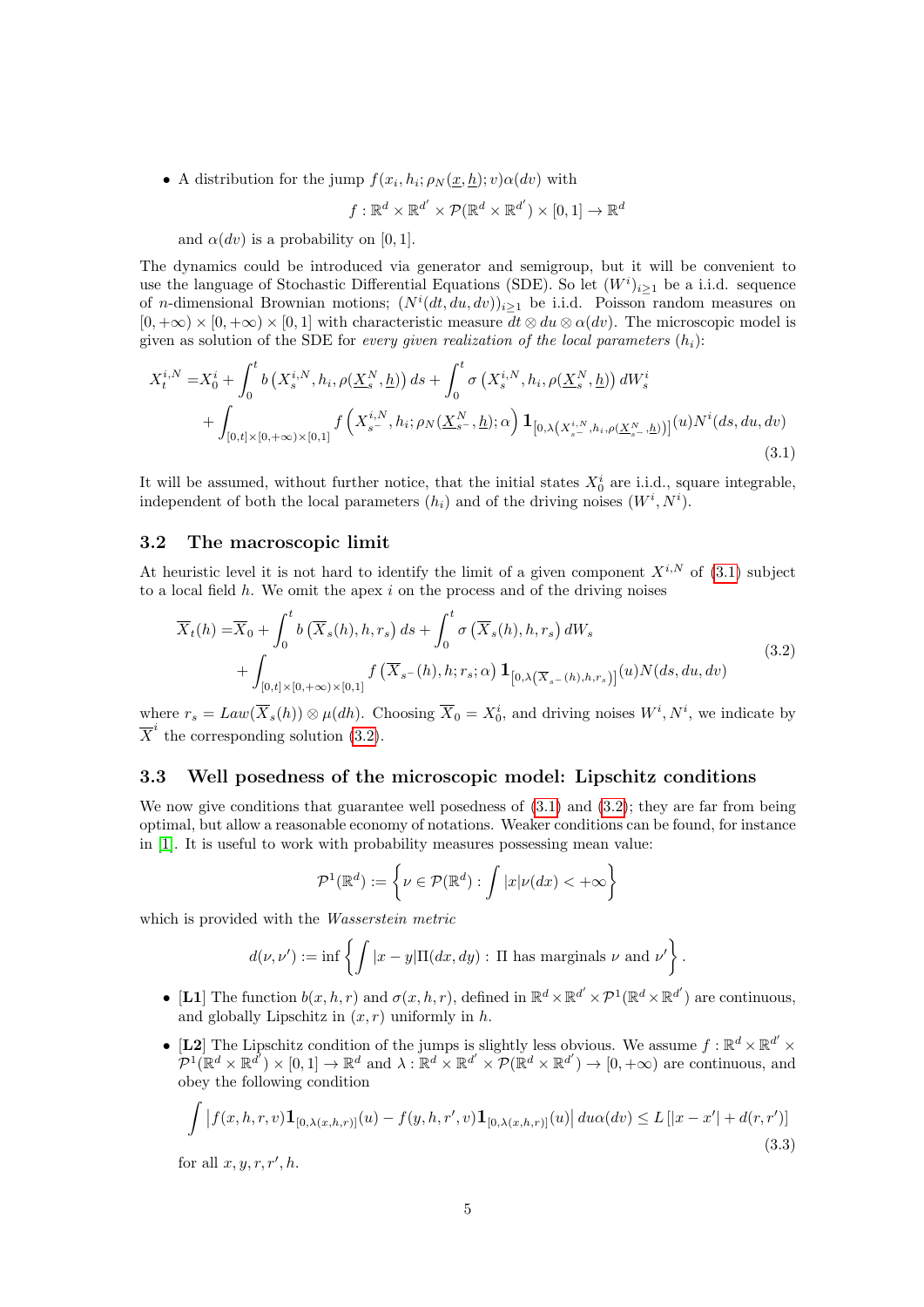- A distribution for the jump $f(x_i, h_i; \rho_N(\underline{x}, \underline{h}); v)\alpha(dv)$ with

$$f : \mathbb{R}^d \times \mathbb{R}^{d'} \times \mathcal{P}(\mathbb{R}^d \times \mathbb{R}^{d'}) \times [0,1] \to \mathbb{R}^d$$

  and $\alpha(dv)$ is a probability on $[0,1]$.

The dynamics could be introduced via generator and semigroup, but it will be convenient to use the language of Stochastic Differential Equations (SDE). So let $(W^i)_{i\geq 1}$ be a i.i.d. sequence of $n$-dimensional Brownian motions; $(N^i(dt, du, dv))_{i\geq 1}$ be i.i.d. Poisson random measures on $[0,+\infty) \times [0,+\infty) \times [0,1]$ with characteristic measure $dt \otimes du \otimes \alpha(dv)$. The microscopic model is given as solution of the SDE for *every given realization of the local parameters* $(h_i)$:

$$\begin{aligned}
X_t^{i,N} =& X_0^i + \int_0^t b\left(X_s^{i,N}, h_i, \rho(\underline{X}_s^N, \underline{h})\right) ds + \int_0^t \sigma\left(X_s^{i,N}, h_i, \rho(\underline{X}_s^N, \underline{h})\right) dW_s^i \\
&+ \int_{[0,t]\times[0,+\infty)\times[0,1]} f\left(X_{s^-}^{i,N}, h_i; \rho_N(\underline{X}_{s^-}^N, \underline{h}); \alpha\right) \mathbf{1}_{[0,\lambda\left(X_{s^-}^{i,N}, h_i, \rho(\underline{X}_{s^-}^N, \underline{h})\right)]}(u) N^i(ds, du, dv)
\end{aligned} \tag{3.1}$$

It will be assumed, without further notice, that the initial states $X_0^i$ are i.i.d., square integrable, independent of both the local parameters $(h_i)$ and of the driving noises $(W^i, N^i)$.

### 3.2 The macroscopic limit

At heuristic level it is not hard to identify the limit of a given component $X^{i,N}$ of (3.1) subject to a local field $h$. We omit the apex $i$ on the process and of the driving noises

$$\begin{aligned}
\overline{X}_t(h) =& \overline{X}_0 + \int_0^t b\left(\overline{X}_s(h), h, r_s\right) ds + \int_0^t \sigma\left(\overline{X}_s(h), h, r_s\right) dW_s \\
&+ \int_{[0,t]\times[0,+\infty)\times[0,1]} f\left(\overline{X}_{s^-}(h), h; r_s; \alpha\right) \mathbf{1}_{[0,\lambda\left(\overline{X}_{s^-}(h), h, r_s\right)]}(u) N(ds, du, dv)
\end{aligned} \tag{3.2}$$

where $r_s = Law(\overline{X}_s(h)) \otimes \mu(dh)$. Choosing $\overline{X}_0 = X_0^i$, and driving noises $W^i, N^i$, we indicate by $\overline{X}^i$ the corresponding solution (3.2).

### 3.3 Well posedness of the microscopic model: Lipschitz conditions

We now give conditions that guarantee well posedness of (3.1) and (3.2); they are far from being optimal, but allow a reasonable economy of notations. Weaker conditions can be found, for instance in [1]. It is useful to work with probability measures possessing mean value:

$$\mathcal{P}^1(\mathbb{R}^d) := \left\{ \nu \in \mathcal{P}(\mathbb{R}^d) : \int |x| \nu(dx) < +\infty \right\}$$

which is provided with the *Wasserstein metric*

$$d(\nu, \nu') := \inf \left\{ \int |x - y| \Pi(dx, dy) : \Pi \text{ has marginals } \nu \text{ and } \nu' \right\}.$$

- **[L1]** The function $b(x, h, r)$ and $\sigma(x, h, r)$, defined in $\mathbb{R}^d \times \mathbb{R}^{d'} \times \mathcal{P}^1(\mathbb{R}^d \times \mathbb{R}^{d'})$ are continuous, and globally Lipschitz in $(x, r)$ uniformly in $h$.
- **[L2]** The Lipschitz condition of the jumps is slightly less obvious. We assume $f : \mathbb{R}^d \times \mathbb{R}^{d'} \times \mathcal{P}^1(\mathbb{R}^d \times \mathbb{R}^{d'}) \times [0,1] \to \mathbb{R}^d$ and $\lambda : \mathbb{R}^d \times \mathbb{R}^{d'} \times \mathcal{P}(\mathbb{R}^d \times \mathbb{R}^{d'}) \to [0, +\infty)$ are continuous, and obey the following condition

$$\int \left| f(x, h, r, v) \mathbf{1}_{[0,\lambda(x,h,r)]}(u) - f(y, h, r', v) \mathbf{1}_{[0,\lambda(x,h,r)]}(u) \right| du\alpha(dv) \leq L\left[|x - x'| + d(r, r')\right] \tag{3.3}$$

  for all $x, y, r, r', h$.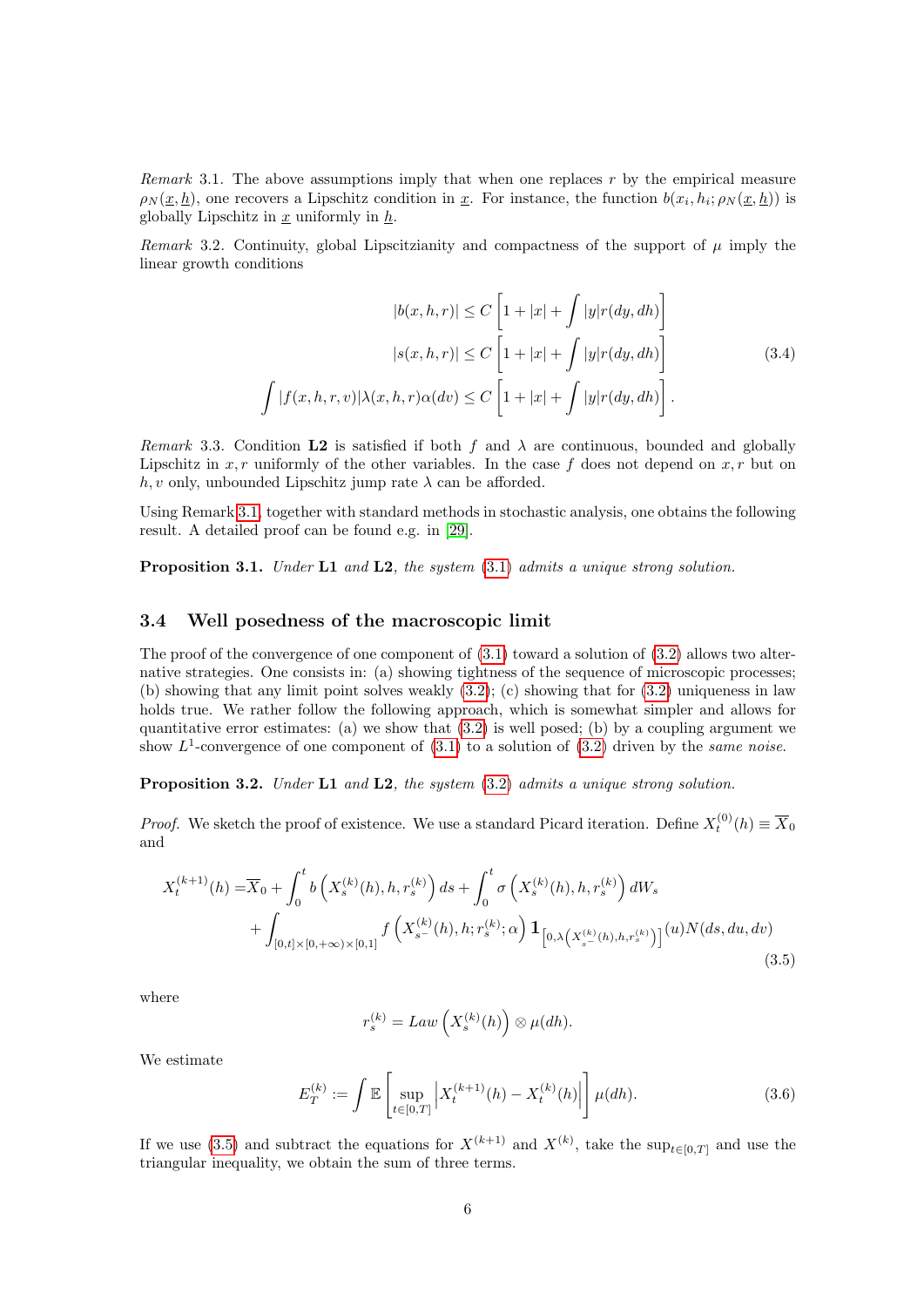*Remark* 3.1. The above assumptions imply that when one replaces $r$ by the empirical measure $\rho_N(\underline{x}, \underline{h})$, one recovers a Lipschitz condition in $\underline{x}$. For instance, the function $b(x_i, h_i; \rho_N(\underline{x}, \underline{h}))$ is globally Lipschitz in $\underline{x}$ uniformly in $\underline{h}$.

*Remark* 3.2. Continuity, global Lipscitzianity and compactness of the support of $\mu$ imply the linear growth conditions

$$
\begin{aligned}
|b(x, h, r)| &\leq C \left[ 1 + |x| + \int |y| r(dy, dh) \right] \\
|s(x, h, r)| &\leq C \left[ 1 + |x| + \int |y| r(dy, dh) \right] \\
\int |f(x, h, r, v)| \lambda(x, h, r) \alpha(dv) &\leq C \left[ 1 + |x| + \int |y| r(dy, dh) \right].
\end{aligned}
\tag{3.4}
$$

*Remark* 3.3. Condition **L2** is satisfied if both $f$ and $\lambda$ are continuous, bounded and globally Lipschitz in $x, r$ uniformly of the other variables. In the case $f$ does not depend on $x, r$ but on $h, v$ only, unbounded Lipschitz jump rate $\lambda$ can be afforded.

Using Remark 3.1, together with standard methods in stochastic analysis, one obtains the following result. A detailed proof can be found e.g. in [29].

**Proposition 3.1.** *Under* **L1** *and* **L2**, *the system* (3.1) *admits a unique strong solution.*

## 3.4 Well posedness of the macroscopic limit

The proof of the convergence of one component of (3.1) toward a solution of (3.2) allows two alternative strategies. One consists in: (a) showing tightness of the sequence of microscopic processes; (b) showing that any limit point solves weakly (3.2); (c) showing that for (3.2) uniqueness in law holds true. We rather follow the following approach, which is somewhat simpler and allows for quantitative error estimates: (a) we show that (3.2) is well posed; (b) by a coupling argument we show $L^1$-convergence of one component of (3.1) to a solution of (3.2) driven by the *same noise*.

**Proposition 3.2.** *Under* **L1** *and* **L2**, *the system* (3.2) *admits a unique strong solution.*

*Proof.* We sketch the proof of existence. We use a standard Picard iteration. Define $X_t^{(0)}(h) \equiv \overline{X}_0$ and

$$
\begin{aligned}
X_t^{(k+1)}(h) = &\overline{X}_0 + \int_0^t b\left(X_s^{(k)}(h), h, r_s^{(k)}\right) ds + \int_0^t \sigma\left(X_s^{(k)}(h), h, r_s^{(k)}\right) dW_s \\
&+ \int_{[0,t]\times[0,+\infty)\times[0,1]} f\left(X_{s^-}^{(k)}(h), h; r_s^{(k)}; \alpha\right) \mathbf{1}_{\left[0, \lambda\left(X_{s^-}^{(k)}(h), h, r_s^{(k)}\right)\right]}(u) N(ds, du, dv)
\end{aligned}
\tag{3.5}
$$

where

$$
r_s^{(k)} = Law\left(X_s^{(k)}(h)\right) \otimes \mu(dh).
$$

We estimate

$$
E_T^{(k)} := \int \mathbb{E}\left[\sup_{t\in[0,T]} \left|X_t^{(k+1)}(h) - X_t^{(k)}(h)\right|\right] \mu(dh). \tag{3.6}
$$

If we use (3.5) and subtract the equations for $X^{(k+1)}$ and $X^{(k)}$, take the $\sup_{t\in[0,T]}$ and use the triangular inequality, we obtain the sum of three terms.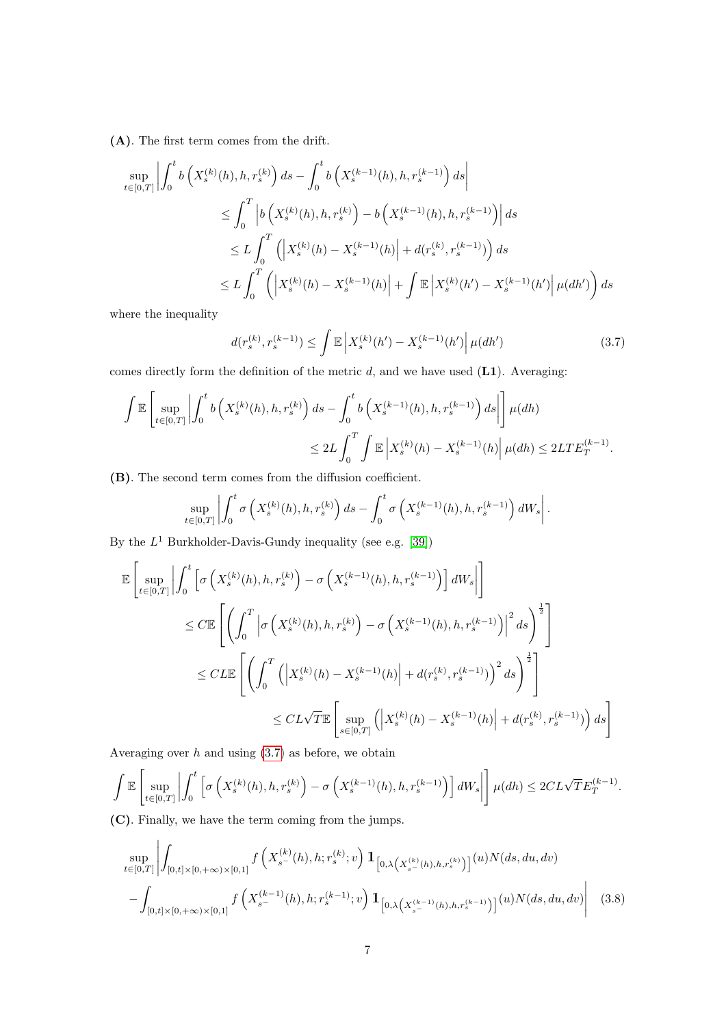**(A)**. The first term comes from the drift.

$$
\begin{aligned}
\sup_{t\in[0,T]} &\left| \int_0^t b\left(X_s^{(k)}(h), h, r_s^{(k)}\right) ds - \int_0^t b\left(X_s^{(k-1)}(h), h, r_s^{(k-1)}\right) ds \right| \\
&\leq \int_0^T \left| b\left(X_s^{(k)}(h), h, r_s^{(k)}\right) - b\left(X_s^{(k-1)}(h), h, r_s^{(k-1)}\right) \right| ds \\
&\leq L \int_0^T \left( \left| X_s^{(k)}(h) - X_s^{(k-1)}(h) \right| + d(r_s^{(k)}, r_s^{(k-1)}) \right) ds \\
&\leq L \int_0^T \left( \left| X_s^{(k)}(h) - X_s^{(k-1)}(h) \right| + \int \mathbb{E} \left| X_s^{(k)}(h') - X_s^{(k-1)}(h') \right| \mu(dh') \right) ds
\end{aligned}
$$

where the inequality

$$
d(r_s^{(k)}, r_s^{(k-1)}) \leq \int \mathbb{E} \left| X_s^{(k)}(h') - X_s^{(k-1)}(h') \right| \mu(dh') \tag{3.7}
$$

comes directly form the definition of the metric $d$, and we have used (**L1**). Averaging:

$$
\begin{aligned}
\int \mathbb{E} &\left[ \sup_{t\in[0,T]} \left| \int_0^t b\left(X_s^{(k)}(h), h, r_s^{(k)}\right) ds - \int_0^t b\left(X_s^{(k-1)}(h), h, r_s^{(k-1)}\right) ds \right| \right] \mu(dh) \\
&\leq 2L \int_0^T \int \mathbb{E} \left| X_s^{(k)}(h) - X_s^{(k-1)}(h) \right| \mu(dh) \leq 2LT E_T^{(k-1)}.
\end{aligned}
$$

**(B)**. The second term comes from the diffusion coefficient.

$$
\sup_{t\in[0,T]} \left| \int_0^t \sigma\left(X_s^{(k)}(h), h, r_s^{(k)}\right) ds - \int_0^t \sigma\left(X_s^{(k-1)}(h), h, r_s^{(k-1)}\right) dW_s \right|.
$$

By the $L^1$ Burkholder-Davis-Gundy inequality (see e.g. [39])

$$
\begin{aligned}
\mathbb{E} &\left[ \sup_{t\in[0,T]} \left| \int_0^t \left[ \sigma\left(X_s^{(k)}(h), h, r_s^{(k)}\right) - \sigma\left(X_s^{(k-1)}(h), h, r_s^{(k-1)}\right) \right] dW_s \right| \right] \\
&\leq C \mathbb{E} \left[ \left( \int_0^T \left| \sigma\left(X_s^{(k)}(h), h, r_s^{(k)}\right) - \sigma\left(X_s^{(k-1)}(h), h, r_s^{(k-1)}\right) \right|^2 ds \right)^{\frac{1}{2}} \right] \\
&\leq CL \mathbb{E} \left[ \left( \int_0^T \left( \left| X_s^{(k)}(h) - X_s^{(k-1)}(h) \right| + d(r_s^{(k)}, r_s^{(k-1)}) \right)^2 ds \right)^{\frac{1}{2}} \right] \\
&\leq CL\sqrt{T} \mathbb{E} \left[ \sup_{s\in[0,T]} \left( \left| X_s^{(k)}(h) - X_s^{(k-1)}(h) \right| + d(r_s^{(k)}, r_s^{(k-1)}) \right) ds \right]
\end{aligned}
$$

Averaging over $h$ and using (3.7) as before, we obtain

$$
\int \mathbb{E} \left[ \sup_{t\in[0,T]} \left| \int_0^t \left[ \sigma\left(X_s^{(k)}(h), h, r_s^{(k)}\right) - \sigma\left(X_s^{(k-1)}(h), h, r_s^{(k-1)}\right) \right] dW_s \right| \right] \mu(dh) \leq 2CL\sqrt{T} E_T^{(k-1)}.
$$

**(C)**. Finally, we have the term coming from the jumps.

$$
\begin{aligned}
\sup_{t\in[0,T]} &\left| \int_{[0,t]\times[0,+\infty)\times[0,1]} f\left(X_{s^-}^{(k)}(h), h; r_s^{(k)}; v\right) \mathbf{1}_{\left[0, \lambda\left(X_{s^-}^{(k)}(h), h, r_s^{(k)}\right)\right]}(u) N(ds, du, dv) \right. \\
&\left. - \int_{[0,t]\times[0,+\infty)\times[0,1]} f\left(X_{s^-}^{(k-1)}(h), h; r_s^{(k-1)}; v\right) \mathbf{1}_{\left[0, \lambda\left(X_{s^-}^{(k-1)}(h), h, r_s^{(k-1)}\right)\right]}(u) N(ds, du, dv) \right|
\end{aligned} \tag{3.8}
$$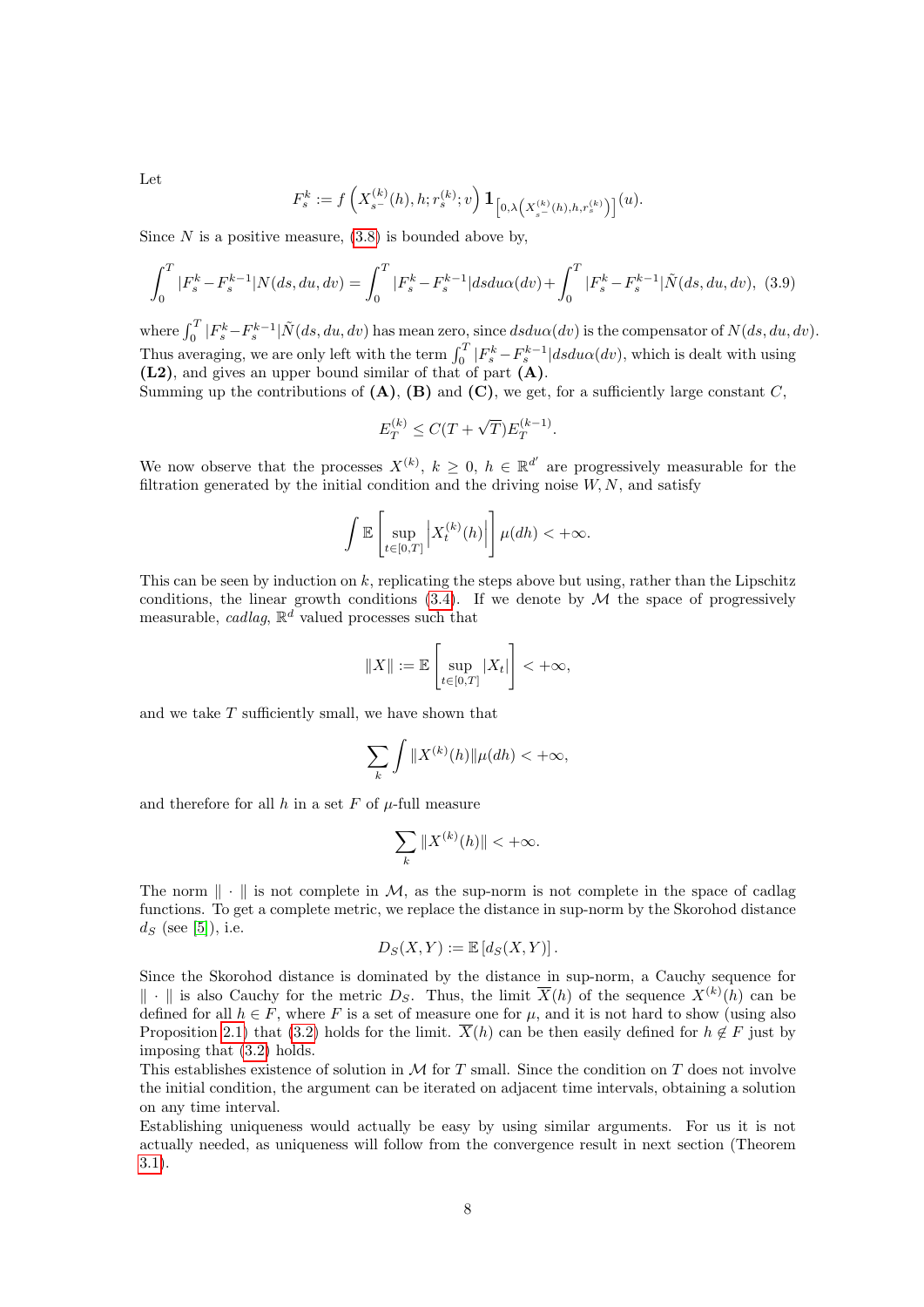Let

$$F_s^k := f\left(X_{s^-}^{(k)}(h), h; r_s^{(k)}; v\right) \mathbf{1}_{\left[0, \lambda\left(X_{s^-}^{(k)}(h), h, r_s^{(k)}\right)\right]}(u).$$

Since $N$ is a positive measure, (3.8) is bounded above by,

$$\int_0^T |F_s^k - F_s^{k-1}| N(ds, du, dv) = \int_0^T |F_s^k - F_s^{k-1}| ds du \alpha(dv) + \int_0^T |F_s^k - F_s^{k-1}| \tilde{N}(ds, du, dv), \quad (3.9)$$

where $\int_0^T |F_s^k - F_s^{k-1}| \tilde{N}(ds, du, dv)$ has mean zero, since $ds du \alpha(dv)$ is the compensator of $N(ds, du, dv)$. Thus averaging, we are only left with the term $\int_0^T |F_s^k - F_s^{k-1}| ds du \alpha(dv)$, which is dealt with using **(L2)**, and gives an upper bound similar of that of part **(A)**.

Summing up the contributions of **(A)**, **(B)** and **(C)**, we get, for a sufficiently large constant $C$,

$$E_T^{(k)} \leq C(T + \sqrt{T}) E_T^{(k-1)}.$$

We now observe that the processes $X^{(k)}$, $k \geq 0$, $h \in \mathbb{R}^{d'}$ are progressively measurable for the filtration generated by the initial condition and the driving noise $W, N$, and satisfy

$$\int \mathbb{E}\left[\sup_{t \in [0,T]} \left|X_t^{(k)}(h)\right|\right] \mu(dh) < +\infty.$$

This can be seen by induction on $k$, replicating the steps above but using, rather than the Lipschitz conditions, the linear growth conditions (3.4). If we denote by $\mathcal{M}$ the space of progressively measurable, *cadlag*, $\mathbb{R}^d$ valued processes such that

$$\|X\| := \mathbb{E}\left[\sup_{t \in [0,T]} |X_t|\right] < +\infty,$$

and we take $T$ sufficiently small, we have shown that

$$\sum_k \int \|X^{(k)}(h)\| \mu(dh) < +\infty,$$

and therefore for all $h$ in a set $F$ of $\mu$-full measure

$$\sum_k \|X^{(k)}(h)\| < +\infty.$$

The norm $\|\cdot\|$ is not complete in $\mathcal{M}$, as the sup-norm is not complete in the space of cadlag functions. To get a complete metric, we replace the distance in sup-norm by the Skorohod distance $d_S$ (see [5]), i.e.

$$D_S(X, Y) := \mathbb{E}\left[d_S(X, Y)\right].$$

Since the Skorohod distance is dominated by the distance in sup-norm, a Cauchy sequence for $\|\cdot\|$ is also Cauchy for the metric $D_S$. Thus, the limit $\overline{X}(h)$ of the sequence $X^{(k)}(h)$ can be defined for all $h \in F$, where $F$ is a set of measure one for $\mu$, and it is not hard to show (using also Proposition 2.1) that (3.2) holds for the limit. $\overline{X}(h)$ can be then easily defined for $h \notin F$ just by imposing that (3.2) holds.

This establishes existence of solution in $\mathcal{M}$ for $T$ small. Since the condition on $T$ does not involve the initial condition, the argument can be iterated on adjacent time intervals, obtaining a solution on any time interval.

Establishing uniqueness would actually be easy by using similar arguments. For us it is not actually needed, as uniqueness will follow from the convergence result in next section (Theorem 3.1).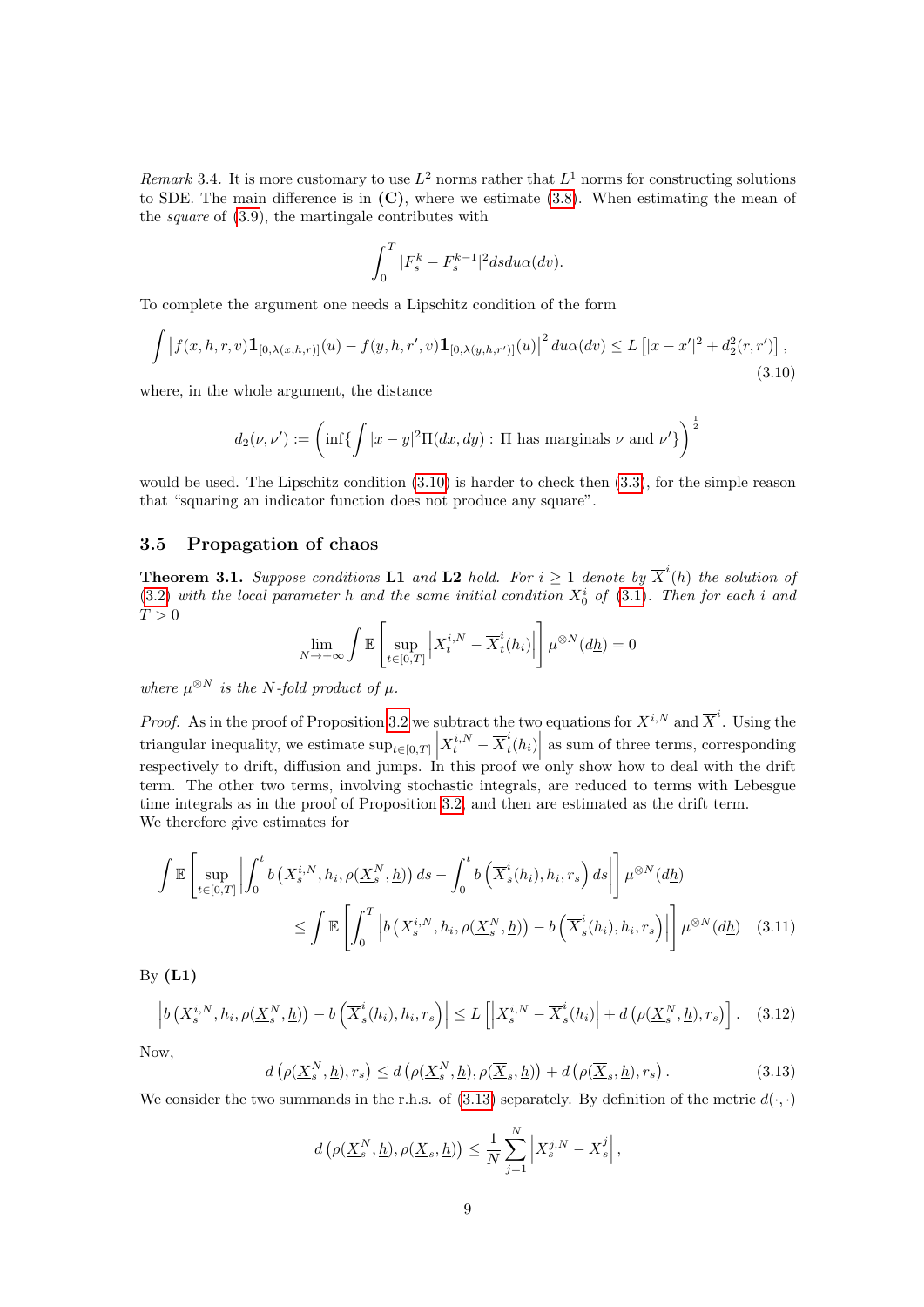*Remark* 3.4. It is more customary to use $L^2$ norms rather that $L^1$ norms for constructing solutions to SDE. The main difference is in **(C)**, where we estimate (3.8). When estimating the mean of the *square* of (3.9), the martingale contributes with

$$\int_0^T |F_s^k - F_s^{k-1}|^2 ds du \alpha(dv).$$

To complete the argument one needs a Lipschitz condition of the form

$$\int \left| f(x,h,r,v)\mathbf{1}_{[0,\lambda(x,h,r)]}(u) - f(y,h,r',v)\mathbf{1}_{[0,\lambda(y,h,r')]}(u) \right|^2 du\alpha(dv) \leq L\left[|x-x'|^2 + d_2^2(r,r')\right], \tag{3.10}$$

where, in the whole argument, the distance

$$d_2(\nu,\nu') := \left( \inf\{ \int |x-y|^2 \Pi(dx,dy) : \Pi \text{ has marginals } \nu \text{ and } \nu' \} \right)^{\frac{1}{2}}$$

would be used. The Lipschitz condition (3.10) is harder to check then (3.3), for the simple reason that "squaring an indicator function does not produce any square".

## 3.5 Propagation of chaos

**Theorem 3.1.** *Suppose conditions* **L1** *and* **L2** *hold. For $i \geq 1$ denote by $\overline{X}^i(h)$ the solution of (3.2) with the local parameter $h$ and the same initial condition $X_0^i$ of (3.1). Then for each $i$ and $T > 0$*

$$\lim_{N \to +\infty} \int \mathbb{E}\left[ \sup_{t \in [0,T]} \left| X_t^{i,N} - \overline{X}_t^i(h_i) \right| \right] \mu^{\otimes N}(d\underline{h}) = 0$$

*where $\mu^{\otimes N}$ is the $N$-fold product of $\mu$.*

*Proof.* As in the proof of Proposition 3.2 we subtract the two equations for $X^{i,N}$ and $\overline{X}^i$. Using the triangular inequality, we estimate $\sup_{t\in[0,T]} \left| X_t^{i,N} - \overline{X}_t^i(h_i) \right|$ as sum of three terms, corresponding respectively to drift, diffusion and jumps. In this proof we only show how to deal with the drift term. The other two terms, involving stochastic integrals, are reduced to terms with Lebesgue time integrals as in the proof of Proposition 3.2, and then are estimated as the drift term.
We therefore give estimates for

$$\begin{aligned}
\int \mathbb{E}\left[ \sup_{t\in[0,T]} \left| \int_0^t b\left(X_s^{i,N}, h_i, \rho(\underline{X}_s^N, \underline{h})\right) ds - \int_0^t b\left(\overline{X}_s^i(h_i), h_i, r_s\right) ds \right| \right] \mu^{\otimes N}(d\underline{h}) \\
\leq \int \mathbb{E}\left[ \int_0^T \left| b\left(X_s^{i,N}, h_i, \rho(\underline{X}_s^N, \underline{h})\right) - b\left(\overline{X}_s^i(h_i), h_i, r_s\right) \right| \right] \mu^{\otimes N}(d\underline{h}) \quad (3.11)
\end{aligned}$$

By **(L1)**

$$\left| b\left(X_s^{i,N}, h_i, \rho(\underline{X}_s^N, \underline{h})\right) - b\left(\overline{X}_s^i(h_i), h_i, r_s\right) \right| \leq L\left[ \left| X_s^{i,N} - \overline{X}_s^i(h_i) \right| + d\left(\rho(\underline{X}_s^N, \underline{h}), r_s\right) \right]. \tag{3.12}$$

Now,

$$d\left(\rho(\underline{X}_s^N, \underline{h}), r_s\right) \leq d\left(\rho(\underline{X}_s^N, \underline{h}), \rho(\underline{\overline{X}}_s, \underline{h})\right) + d\left(\rho(\underline{\overline{X}}_s, \underline{h}), r_s\right). \tag{3.13}$$

We consider the two summands in the r.h.s. of (3.13) separately. By definition of the metric $d(\cdot,\cdot)$

$$d\left(\rho(\underline{X}_s^N, \underline{h}), \rho(\underline{\overline{X}}_s, \underline{h})\right) \leq \frac{1}{N}\sum_{j=1}^N \left| X_s^{j,N} - \overline{X}_s^j \right|,$$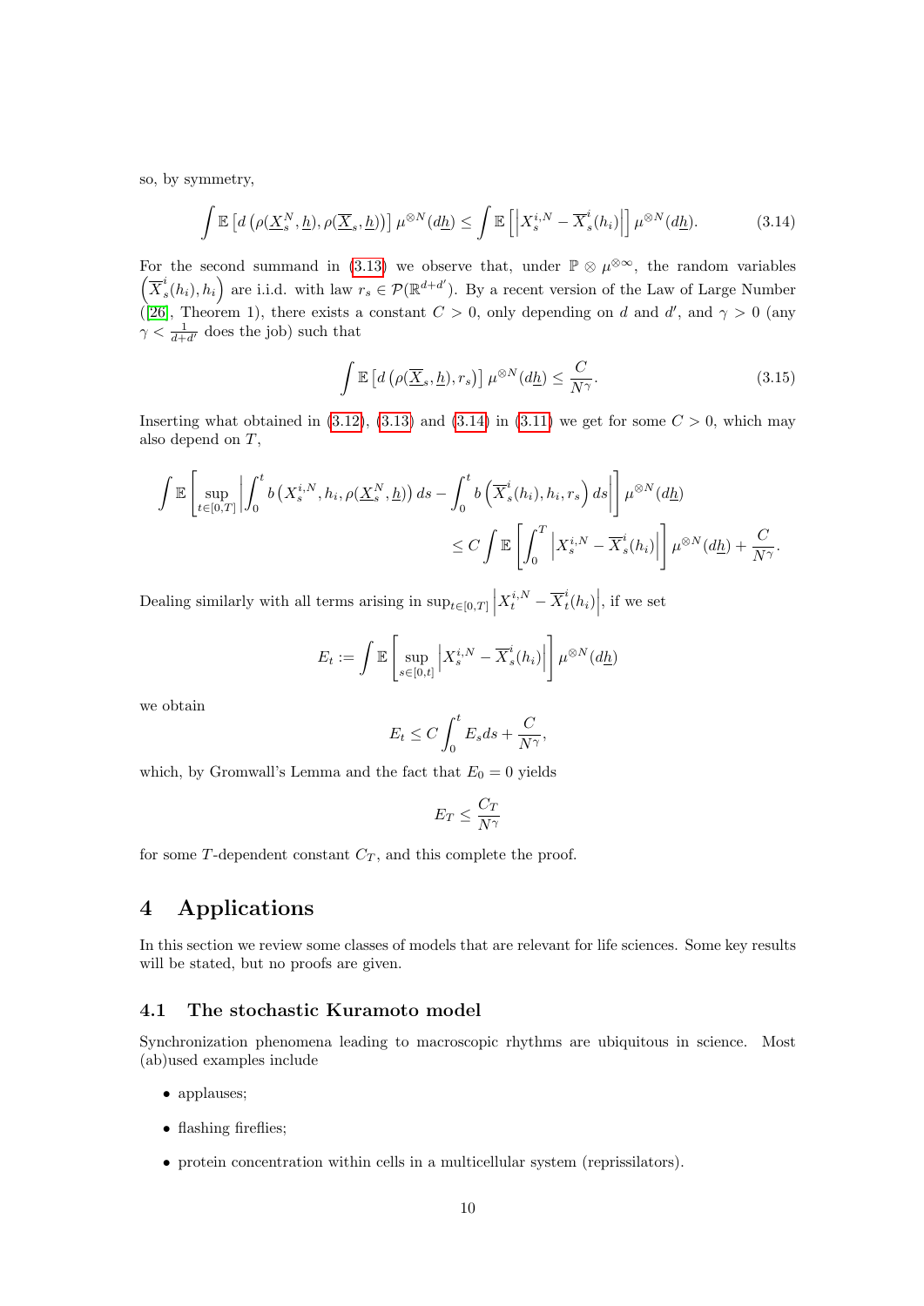so, by symmetry,

$$\int \mathbb{E}\left[d\left(\rho(\underline{X}^N_s, \underline{h}), \rho(\overline{\underline{X}}_s, \underline{h})\right)\right] \mu^{\otimes N}(d\underline{h}) \leq \int \mathbb{E}\left[\left|X^{i,N}_s - \overline{X}^i_s(h_i)\right|\right] \mu^{\otimes N}(d\underline{h}). \tag{3.14}$$

For the second summand in (3.13) we observe that, under $\mathbb{P} \otimes \mu^{\otimes\infty}$, the random variables $\left(\overline{X}^i_s(h_i), h_i\right)$ are i.i.d. with law $r_s \in \mathcal{P}(\mathbb{R}^{d+d'})$. By a recent version of the Law of Large Number ([26], Theorem 1), there exists a constant $C > 0$, only depending on $d$ and $d'$, and $\gamma > 0$ (any $\gamma < \frac{1}{d+d'}$ does the job) such that

$$\int \mathbb{E}\left[d\left(\rho(\overline{\underline{X}}_s, \underline{h}), r_s\right)\right] \mu^{\otimes N}(d\underline{h}) \leq \frac{C}{N^\gamma}. \tag{3.15}$$

Inserting what obtained in (3.12), (3.13) and (3.14) in (3.11) we get for some $C > 0$, which may also depend on $T$,

$$\int \mathbb{E}\left[\sup_{t\in[0,T]}\left|\int_0^t b\left(X^{i,N}_s, h_i, \rho(\underline{X}^N_s, \underline{h})\right) ds - \int_0^t b\left(\overline{X}^i_s(h_i), h_i, r_s\right) ds\right|\right] \mu^{\otimes N}(d\underline{h})$$
$$\leq C \int \mathbb{E}\left[\int_0^T \left|X^{i,N}_s - \overline{X}^i_s(h_i)\right|\right] \mu^{\otimes N}(d\underline{h}) + \frac{C}{N^\gamma}.$$

Dealing similarly with all terms arising in $\sup_{t\in[0,T]}\left|X^{i,N}_t - \overline{X}^i_t(h_i)\right|$, if we set

$$E_t := \int \mathbb{E}\left[\sup_{s\in[0,t]}\left|X^{i,N}_s - \overline{X}^i_s(h_i)\right|\right] \mu^{\otimes N}(d\underline{h})$$

we obtain

$$E_t \leq C\int_0^t E_s ds + \frac{C}{N^\gamma},$$

which, by Gromwall's Lemma and the fact that $E_0 = 0$ yields

$$E_T \leq \frac{C_T}{N^\gamma}$$

for some $T$-dependent constant $C_T$, and this complete the proof.

# 4 Applications

In this section we review some classes of models that are relevant for life sciences. Some key results will be stated, but no proofs are given.

## 4.1 The stochastic Kuramoto model

Synchronization phenomena leading to macroscopic rhythms are ubiquitous in science. Most (ab)used examples include

- applauses;
- flashing fireflies;
- protein concentration within cells in a multicellular system (reprissilators).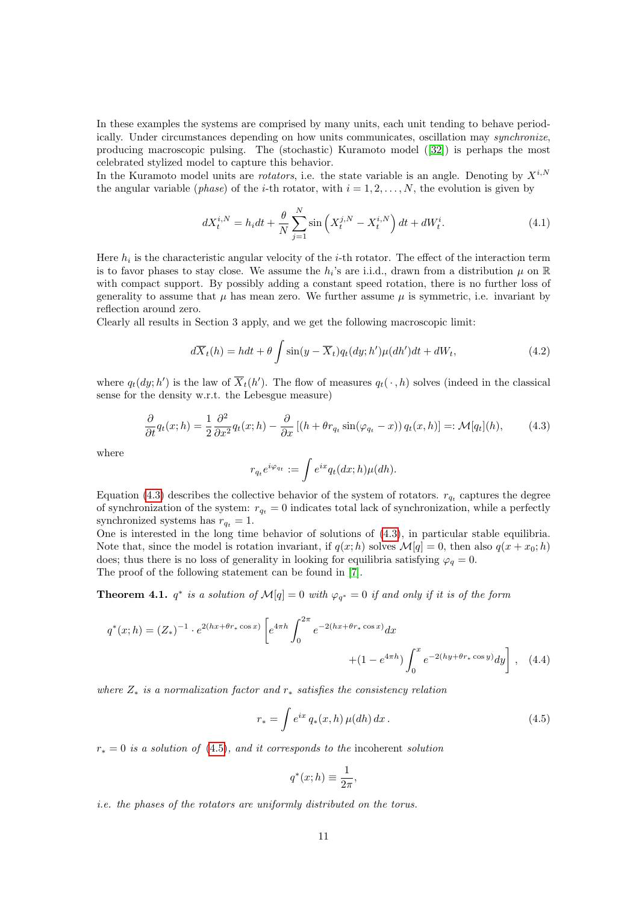In these examples the systems are comprised by many units, each unit tending to behave periodically. Under circumstances depending on how units communicates, oscillation may *synchronize*, producing macroscopic pulsing. The (stochastic) Kuramoto model ([32]) is perhaps the most celebrated stylized model to capture this behavior.
In the Kuramoto model units are *rotators*, i.e. the state variable is an angle. Denoting by $X^{i,N}$ the angular variable (*phase*) of the $i$-th rotator, with $i = 1, 2, \ldots, N$, the evolution is given by

$$dX_t^{i,N} = h_i dt + \frac{\theta}{N} \sum_{j=1}^{N} \sin\left(X_t^{j,N} - X_t^{i,N}\right) dt + dW_t^i. \tag{4.1}$$

Here $h_i$ is the characteristic angular velocity of the $i$-th rotator. The effect of the interaction term is to favor phases to stay close. We assume the $h_i$'s are i.i.d., drawn from a distribution $\mu$ on $\mathbb{R}$ with compact support. By possibly adding a constant speed rotation, there is no further loss of generality to assume that $\mu$ has mean zero. We further assume $\mu$ is symmetric, i.e. invariant by reflection around zero.
Clearly all results in Section 3 apply, and we get the following macroscopic limit:

$$d\overline{X}_t(h) = hdt + \theta \int \sin(y - \overline{X}_t) q_t(dy; h')\mu(dh')dt + dW_t, \tag{4.2}$$

where $q_t(dy; h')$ is the law of $\overline{X}_t(h')$. The flow of measures $q_t(\,\cdot\,, h)$ solves (indeed in the classical sense for the density w.r.t. the Lebesgue measure)

$$\frac{\partial}{\partial t} q_t(x; h) = \frac{1}{2} \frac{\partial^2}{\partial x^2} q_t(x; h) - \frac{\partial}{\partial x} \left[ (h + \theta r_{q_t} \sin(\varphi_{q_t} - x))\, q_t(x, h) \right] =: \mathcal{M}[q_t](h), \tag{4.3}$$

where

$$r_{q_t} e^{i\varphi_{q_t}} := \int e^{ix} q_t(dx; h)\mu(dh).$$

Equation (4.3) describes the collective behavior of the system of rotators. $r_{q_t}$ captures the degree of synchronization of the system: $r_{q_t} = 0$ indicates total lack of synchronization, while a perfectly synchronized systems has $r_{q_t} = 1$.
One is interested in the long time behavior of solutions of (4.3), in particular stable equilibria. Note that, since the model is rotation invariant, if $q(x; h)$ solves $\mathcal{M}[q] = 0$, then also $q(x + x_0; h)$ does; thus there is no loss of generality in looking for equilibria satisfying $\varphi_q = 0$.
The proof of the following statement can be found in [7].

**Theorem 4.1.** *$q^*$ is a solution of $\mathcal{M}[q] = 0$ with $\varphi_{q^*} = 0$ if and only if it is of the form*

$$q^*(x; h) = (Z_*)^{-1} \cdot e^{2(hx + \theta r_* \cos x)} \left[ e^{4\pi h} \int_0^{2\pi} e^{-2(hx + \theta r_* \cos x)} dx \right.$$
$$\left. + (1 - e^{4\pi h}) \int_0^x e^{-2(hy + \theta r_* \cos y)} dy \right], \tag{4.4}$$

*where $Z_*$ is a normalization factor and $r_*$ satisfies the consistency relation*

$$r_* = \int e^{ix}\, q_*(x, h)\, \mu(dh)\, dx\,. \tag{4.5}$$

*$r_* = 0$ is a solution of (4.5), and it corresponds to the* incoherent *solution*

$$q^*(x; h) \equiv \frac{1}{2\pi},$$

*i.e. the phases of the rotators are uniformly distributed on the torus.*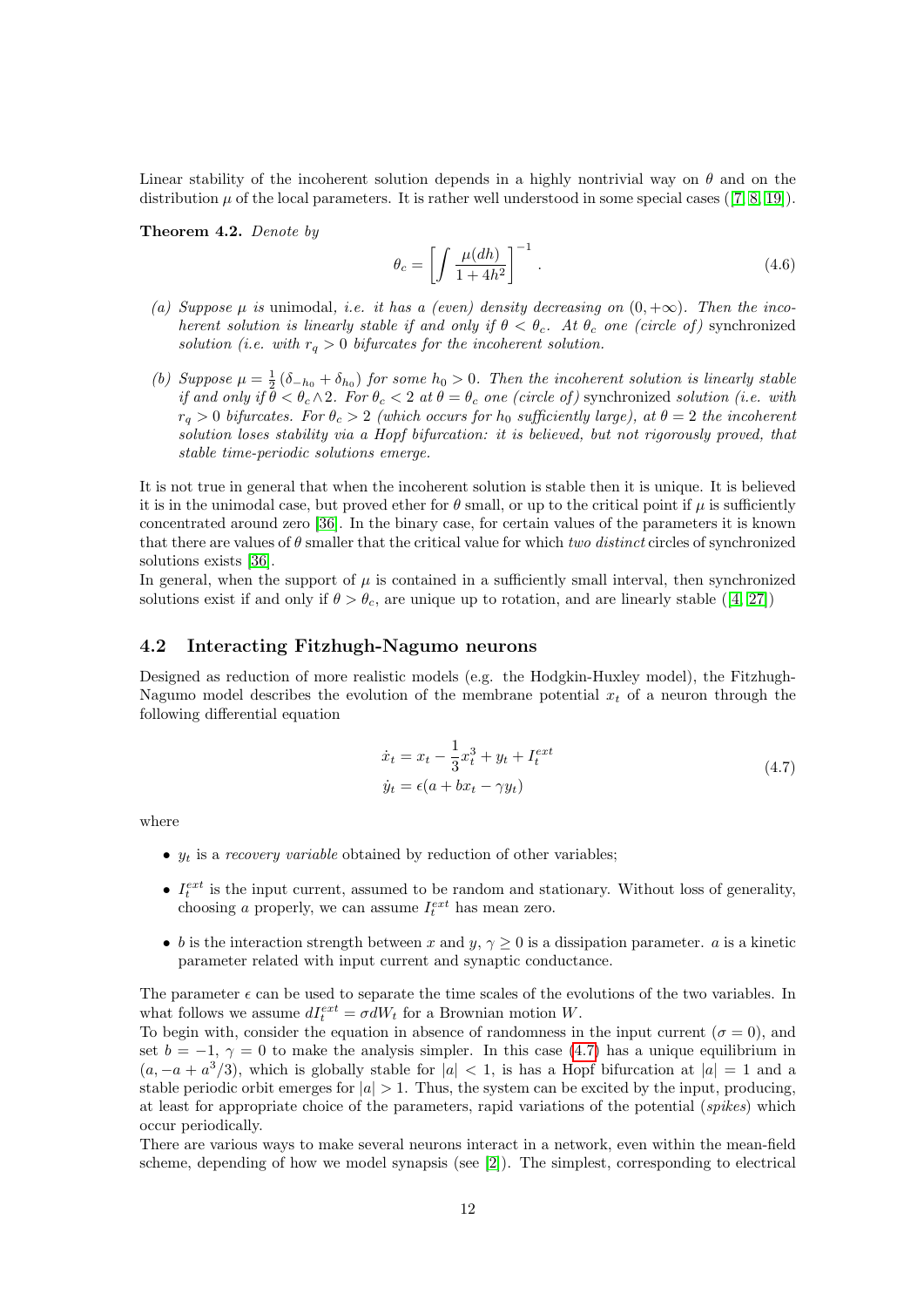Linear stability of the incoherent solution depends in a highly nontrivial way on $\theta$ and on the distribution $\mu$ of the local parameters. It is rather well understood in some special cases ([7, 8, 19]).

**Theorem 4.2.** *Denote by*

$$\theta_c = \left[ \int \frac{\mu(dh)}{1+4h^2} \right]^{-1}. \tag{4.6}$$

*(a) Suppose $\mu$ is* unimodal, *i.e. it has a (even) density decreasing on $(0, +\infty)$. Then the incoherent solution is linearly stable if and only if $\theta < \theta_c$. At $\theta_c$ one (circle of)* synchronized *solution (i.e. with $r_q > 0$ bifurcates for the incoherent solution.*

*(b) Suppose $\mu = \frac{1}{2}(\delta_{-h_0} + \delta_{h_0})$ for some $h_0 > 0$. Then the incoherent solution is linearly stable if and only if $\theta < \theta_c \wedge 2$. For $\theta_c < 2$ at $\theta = \theta_c$ one (circle of)* synchronized *solution (i.e. with $r_q > 0$ bifurcates. For $\theta_c > 2$ (which occurs for $h_0$ sufficiently large), at $\theta = 2$ the incoherent solution loses stability via a Hopf bifurcation: it is believed, but not rigorously proved, that stable time-periodic solutions emerge.*

It is not true in general that when the incoherent solution is stable then it is unique. It is believed it is in the unimodal case, but proved ether for $\theta$ small, or up to the critical point if $\mu$ is sufficiently concentrated around zero [36]. In the binary case, for certain values of the parameters it is known that there are values of $\theta$ smaller that the critical value for which *two distinct* circles of synchronized solutions exists [36].

In general, when the support of $\mu$ is contained in a sufficiently small interval, then synchronized solutions exist if and only if $\theta > \theta_c$, are unique up to rotation, and are linearly stable ([4, 27])

## 4.2 Interacting Fitzhugh-Nagumo neurons

Designed as reduction of more realistic models (e.g. the Hodgkin-Huxley model), the Fitzhugh-Nagumo model describes the evolution of the membrane potential $x_t$ of a neuron through the following differential equation

$$\begin{aligned} \dot{x}_t &= x_t - \frac{1}{3}x_t^3 + y_t + I_t^{ext} \\ \dot{y}_t &= \epsilon(a + bx_t - \gamma y_t) \end{aligned} \tag{4.7}$$

where

- $y_t$ is a *recovery variable* obtained by reduction of other variables;
- $I_t^{ext}$ is the input current, assumed to be random and stationary. Without loss of generality, choosing $a$ properly, we can assume $I_t^{ext}$ has mean zero.
- $b$ is the interaction strength between $x$ and $y$, $\gamma \geq 0$ is a dissipation parameter. $a$ is a kinetic parameter related with input current and synaptic conductance.

The parameter $\epsilon$ can be used to separate the time scales of the evolutions of the two variables. In what follows we assume $dI_t^{ext} = \sigma dW_t$ for a Brownian motion $W$.

To begin with, consider the equation in absence of randomness in the input current ($\sigma = 0$), and set $b = -1$, $\gamma = 0$ to make the analysis simpler. In this case (4.7) has a unique equilibrium in $(a, -a + a^3/3)$, which is globally stable for $|a| < 1$, is has a Hopf bifurcation at $|a| = 1$ and a stable periodic orbit emerges for $|a| > 1$. Thus, the system can be excited by the input, producing, at least for appropriate choice of the parameters, rapid variations of the potential (*spikes*) which occur periodically.

There are various ways to make several neurons interact in a network, even within the mean-field scheme, depending of how we model synapsis (see [2]). The simplest, corresponding to electrical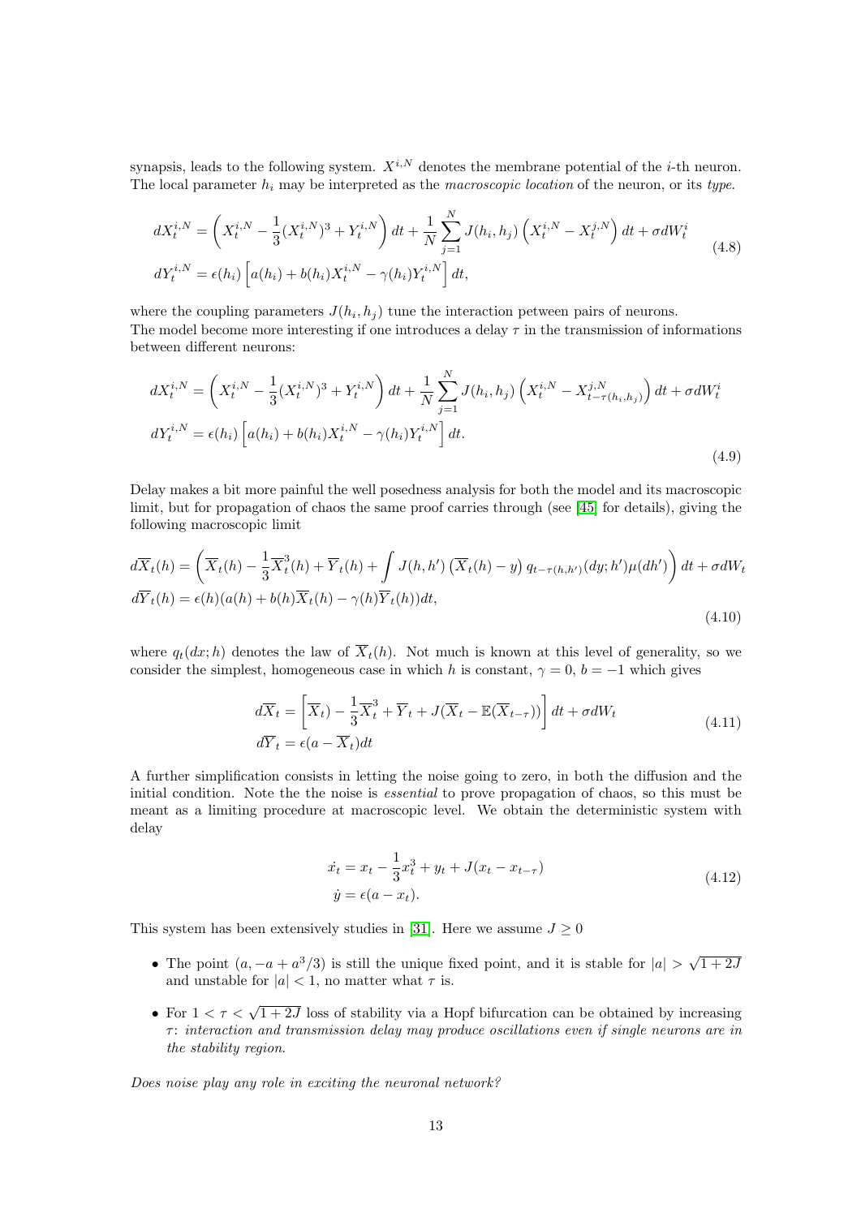synapsis, leads to the following system. $X^{i,N}$ denotes the membrane potential of the $i$-th neuron. The local parameter $h_i$ may be interpreted as the *macroscopic location* of the neuron, or its *type*.

$$
\begin{aligned}
dX_t^{i,N} &= \left( X_t^{i,N} - \frac{1}{3}(X_t^{i,N})^3 + Y_t^{i,N} \right) dt + \frac{1}{N}\sum_{j=1}^{N} J(h_i,h_j)\left( X_t^{i,N} - X_t^{j,N} \right) dt + \sigma dW_t^i \\
dY_t^{i,N} &= \epsilon(h_i)\left[ a(h_i) + b(h_i)X_t^{i,N} - \gamma(h_i)Y_t^{i,N} \right] dt,
\end{aligned}
\tag{4.8}
$$

where the coupling parameters $J(h_i, h_j)$ tune the interaction petween pairs of neurons.
The model become more interesting if one introduces a delay $\tau$ in the transmission of informations between different neurons:

$$
\begin{aligned}
dX_t^{i,N} &= \left( X_t^{i,N} - \frac{1}{3}(X_t^{i,N})^3 + Y_t^{i,N} \right) dt + \frac{1}{N}\sum_{j=1}^{N} J(h_i,h_j)\left( X_t^{i,N} - X_{t-\tau(h_i,h_j)}^{j,N} \right) dt + \sigma dW_t^i \\
dY_t^{i,N} &= \epsilon(h_i)\left[ a(h_i) + b(h_i)X_t^{i,N} - \gamma(h_i)Y_t^{i,N} \right] dt.
\end{aligned}
\tag{4.9}
$$

Delay makes a bit more painful the well posedness analysis for both the model and its macroscopic limit, but for propagation of chaos the same proof carries through (see [45] for details), giving the following macroscopic limit

$$
\begin{aligned}
d\overline{X}_t(h) &= \left( \overline{X}_t(h) - \frac{1}{3}\overline{X}_t^3(h) + \overline{Y}_t(h) + \int J(h,h')\left( \overline{X}_t(h) - y \right) q_{t-\tau(h,h')}(dy;h')\mu(dh') \right) dt + \sigma dW_t \\
d\overline{Y}_t(h) &= \epsilon(h)(a(h) + b(h)\overline{X}_t(h) - \gamma(h)\overline{Y}_t(h))dt,
\end{aligned}
\tag{4.10}
$$

where $q_t(dx;h)$ denotes the law of $\overline{X}_t(h)$. Not much is known at this level of generality, so we consider the simplest, homogeneous case in which $h$ is constant, $\gamma = 0$, $b = -1$ which gives

$$
\begin{aligned}
d\overline{X}_t &= \left[ \overline{X}_t) - \frac{1}{3}\overline{X}_t^3 + \overline{Y}_t + J(\overline{X}_t - \mathbb{E}(\overline{X}_{t-\tau})) \right] dt + \sigma dW_t \\
d\overline{Y}_t &= \epsilon(a - \overline{X}_t)dt
\end{aligned}
\tag{4.11}
$$

A further simplification consists in letting the noise going to zero, in both the diffusion and the initial condition. Note the the noise is *essential* to prove propagation of chaos, so this must be meant as a limiting procedure at macroscopic level. We obtain the deterministic system with delay

$$
\begin{aligned}
\dot{x_t} &= x_t - \frac{1}{3}x_t^3 + y_t + J(x_t - x_{t-\tau}) \\
\dot{y} &= \epsilon(a - x_t).
\end{aligned}
\tag{4.12}
$$

This system has been extensively studies in [31]. Here we assume $J \geq 0$

- The point $(a, -a + a^3/3)$ is still the unique fixed point, and it is stable for $|a| > \sqrt{1+2J}$ and unstable for $|a| < 1$, no matter what $\tau$ is.
- For $1 < \tau < \sqrt{1+2J}$ loss of stability via a Hopf bifurcation can be obtained by increasing $\tau$: *interaction and transmission delay may produce oscillations even if single neurons are in the stability region.*

*Does noise play any role in exciting the neuronal network?*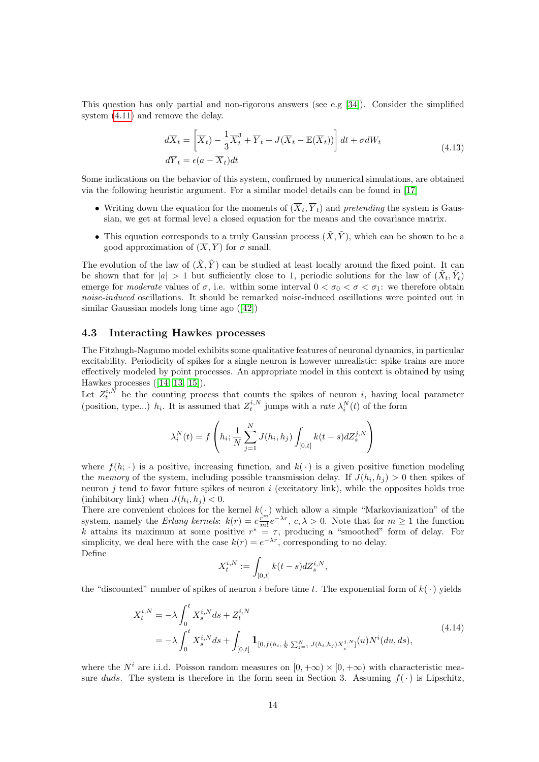This question has only partial and non-rigorous answers (see e.g [34]). Consider the simplified system (4.11) and remove the delay.

$$
\begin{aligned}
d\overline{X}_t &= \left[\overline{X}_t) - \frac{1}{3}\overline{X}_t^3 + \overline{Y}_t + J(\overline{X}_t - \mathbb{E}(\overline{X}_t))\right] dt + \sigma dW_t \\
d\overline{Y}_t &= \epsilon(a - \overline{X}_t)dt
\end{aligned}
\tag{4.13}
$$

Some indications on the behavior of this system, confirmed by numerical simulations, are obtained via the following heuristic argument. For a similar model details can be found in [17]

- Writing down the equation for the moments of $(\overline{X}_t, \overline{Y}_t)$ and *pretending* the system is Gaussian, we get at formal level a closed equation for the means and the covariance matrix.
- This equation corresponds to a truly Gaussian process $(\tilde{X}, \tilde{Y})$, which can be shown to be a good approximation of $(\overline{X}, \overline{Y})$ for $\sigma$ small.

The evolution of the law of $(\tilde{X}, \tilde{Y})$ can be studied at least locally around the fixed point. It can be shown that for $|a| > 1$ but sufficiently close to 1, periodic solutions for the law of $(\tilde{X}_t, \tilde{Y}_t)$ emerge for *moderate* values of $\sigma$, i.e. within some interval $0 < \sigma_0 < \sigma < \sigma_1$: we therefore obtain *noise-induced* oscillations. It should be remarked noise-induced oscillations were pointed out in similar Gaussian models long time ago ([42])

### 4.3 Interacting Hawkes processes

The Fitzhugh-Nagumo model exhibits some qualitative features of neuronal dynamics, in particular excitability. Periodicity of spikes for a single neuron is however unrealistic: spike trains are more effectively modeled by point processes. An appropriate model in this context is obtained by using Hawkes processes ([14, 13, 15]).

Let $Z_t^{i,N}$ be the counting process that counts the spikes of neuron $i$, having local parameter (position, type...) $h_i$. It is assumed that $Z_t^{i,N}$ jumps with a *rate* $\lambda_i^N(t)$ of the form

$$
\lambda_i^N(t) = f\left(h_i; \frac{1}{N}\sum_{j=1}^N J(h_i, h_j) \int_{[0,t]} k(t-s) dZ_s^{j,N}\right)
$$

where $f(h; \cdot)$ is a positive, increasing function, and $k(\cdot)$ is a given positive function modeling the *memory* of the system, including possible transmission delay. If $J(h_i, h_j) > 0$ then spikes of neuron $j$ tend to favor future spikes of neuron $i$ (excitatory link), while the opposites holds true (inhibitory link) when $J(h_i, h_j) < 0$.

There are convenient choices for the kernel $k(\cdot)$ which allow a simple "Markovianization" of the system, namely the *Erlang kernels*: $k(r) = c\frac{r^m}{m!}e^{-\lambda r}$, $c, \lambda > 0$. Note that for $m \geq 1$ the function $k$ attains its maximum at some positive $r^* = \tau$, producing a "smoothed" form of delay. For simplicity, we deal here with the case $k(r) = e^{-\lambda r}$, corresponding to no delay.

Define

$$
X_t^{i,N} := \int_{[0,t]} k(t-s) dZ_s^{i,N},
$$

the "discounted" number of spikes of neuron $i$ before time $t$. The exponential form of $k(\cdot)$ yields

$$
\begin{aligned}
X_t^{i,N} &= -\lambda \int_0^t X_s^{i,N} ds + Z_t^{i,N} \\
&= -\lambda \int_0^t X_s^{i,N} ds + \int_{[0,t]} \mathbf{1}_{[0, f(h_i, \frac{1}{N}\sum_{j=1}^N J(h_i,h_j) X_{s^-}^{j,N})]}(u) N^i(du, ds),
\end{aligned}
\tag{4.14}
$$

where the $N^i$ are i.i.d. Poisson random measures on $[0, +\infty) \times [0, +\infty)$ with characteristic measure $du ds$. The system is therefore in the form seen in Section 3. Assuming $f(\cdot)$ is Lipschitz,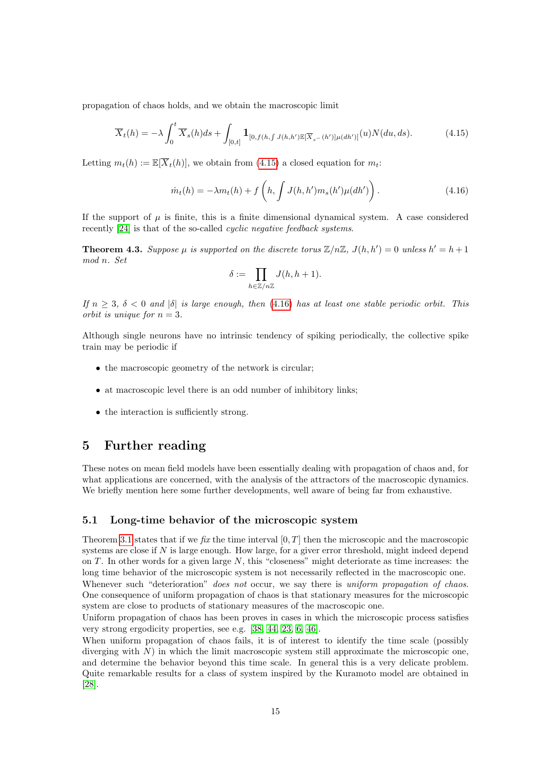propagation of chaos holds, and we obtain the macroscopic limit

$$\overline{X}_t(h) = -\lambda \int_0^t \overline{X}_s(h) ds + \int_{[0,t]} \mathbf{1}_{[0, f(h, \int J(h,h') \mathbb{E}[\overline{X}_{s^-}(h')] \mu(dh'))]}(u) N(du, ds). \tag{4.15}$$

Letting $m_t(h) := \mathbb{E}[\overline{X}_t(h)]$, we obtain from (4.15) a closed equation for $m_t$:

$$\dot{m}_t(h) = -\lambda m_t(h) + f\left(h, \int J(h,h') m_s(h') \mu(dh')\right). \tag{4.16}$$

If the support of $\mu$ is finite, this is a finite dimensional dynamical system. A case considered recently [24] is that of the so-called *cyclic negative feedback systems*.

**Theorem 4.3.** *Suppose $\mu$ is supported on the discrete torus $\mathbb{Z}/n\mathbb{Z}$, $J(h,h') = 0$ unless $h' = h+1$ mod $n$. Set*

$$\delta := \prod_{h \in \mathbb{Z}/n\mathbb{Z}} J(h, h+1).$$

*If $n \geq 3$, $\delta < 0$ and $|\delta|$ is large enough, then (4.16) has at least one stable periodic orbit. This orbit is unique for $n = 3$.*

Although single neurons have no intrinsic tendency of spiking periodically, the collective spike train may be periodic if

- the macroscopic geometry of the network is circular;
- at macroscopic level there is an odd number of inhibitory links;
- the interaction is sufficiently strong.

# 5 Further reading

These notes on mean field models have been essentially dealing with propagation of chaos and, for what applications are concerned, with the analysis of the attractors of the macroscopic dynamics. We briefly mention here some further developments, well aware of being far from exhaustive.

## 5.1 Long-time behavior of the microscopic system

Theorem 3.1 states that if we *fix* the time interval $[0,T]$ then the microscopic and the macroscopic systems are close if $N$ is large enough. How large, for a giver error threshold, might indeed depend on $T$. In other words for a given large $N$, this "closeness" might deteriorate as time increases: the long time behavior of the microscopic system is not necessarily reflected in the macroscopic one. Whenever such "deterioration" *does not* occur, we say there is *uniform propagation of chaos*. One consequence of uniform propagation of chaos is that stationary measures for the microscopic system are close to products of stationary measures of the macroscopic one.
Uniform propagation of chaos has been proves in cases in which the microscopic process satisfies very strong ergodicity properties, see e.g. [38, 44, 23, 6, 46].
When uniform propagation of chaos fails, it is of interest to identify the time scale (possibly diverging with $N$) in which the limit macroscopic system still approximate the microscopic one, and determine the behavior beyond this time scale. In general this is a very delicate problem. Quite remarkable results for a class of system inspired by the Kuramoto model are obtained in [28].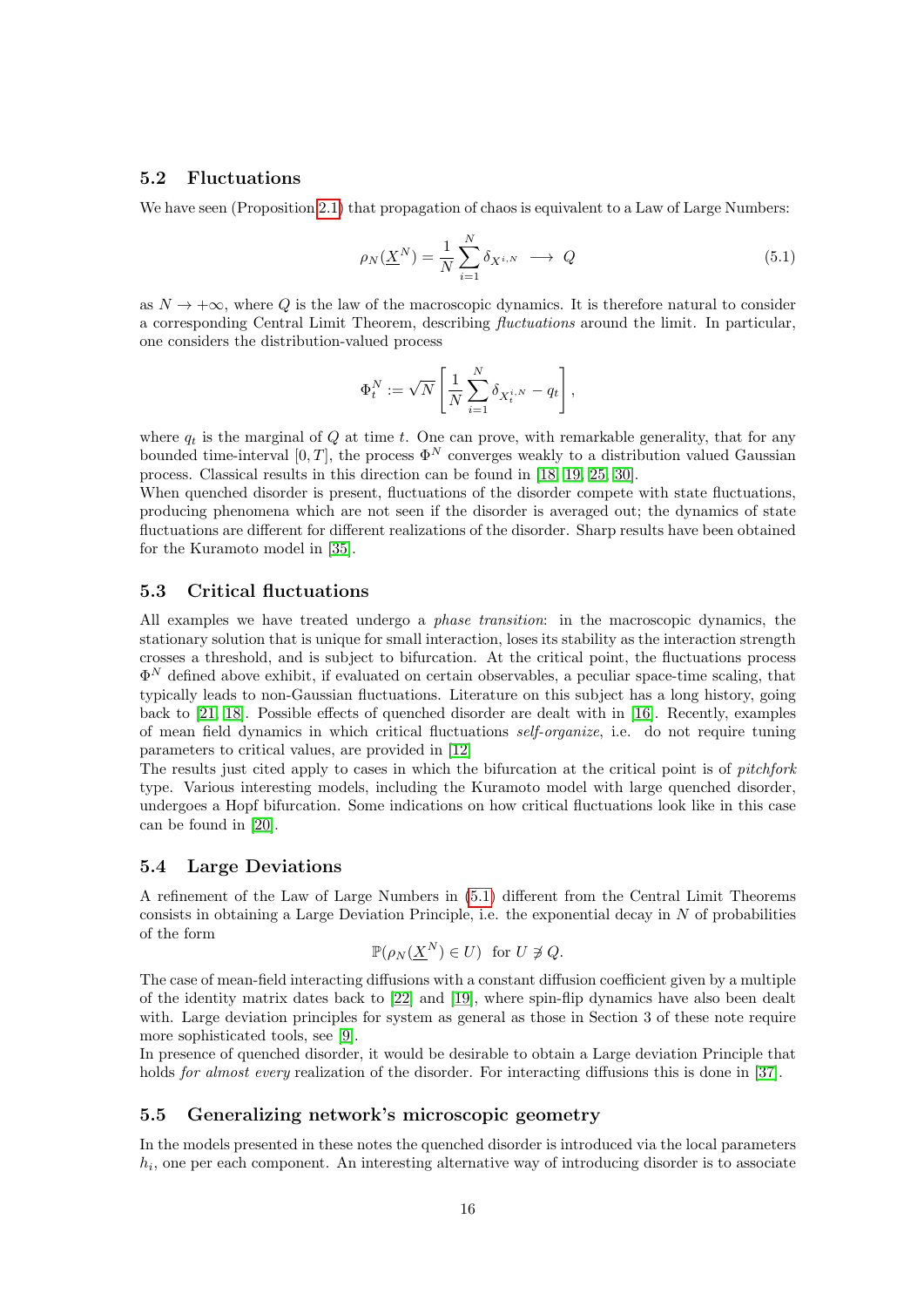## 5.2 Fluctuations

We have seen (Proposition 2.1) that propagation of chaos is equivalent to a Law of Large Numbers:

$$\rho_N(\underline{X}^N) = \frac{1}{N}\sum_{i=1}^N \delta_{X^{i,N}} \longrightarrow Q \tag{5.1}$$

as $N \to +\infty$, where $Q$ is the law of the macroscopic dynamics. It is therefore natural to consider a corresponding Central Limit Theorem, describing *fluctuations* around the limit. In particular, one considers the distribution-valued process

$$\Phi_t^N := \sqrt{N}\left[\frac{1}{N}\sum_{i=1}^N \delta_{X_t^{i,N}} - q_t\right],$$

where $q_t$ is the marginal of $Q$ at time $t$. One can prove, with remarkable generality, that for any bounded time-interval $[0,T]$, the process $\Phi^N$ converges weakly to a distribution valued Gaussian process. Classical results in this direction can be found in [18, 19, 25, 30].
When quenched disorder is present, fluctuations of the disorder compete with state fluctuations, producing phenomena which are not seen if the disorder is averaged out; the dynamics of state fluctuations are different for different realizations of the disorder. Sharp results have been obtained for the Kuramoto model in [35].

## 5.3 Critical fluctuations

All examples we have treated undergo a *phase transition*: in the macroscopic dynamics, the stationary solution that is unique for small interaction, loses its stability as the interaction strength crosses a threshold, and is subject to bifurcation. At the critical point, the fluctuations process $\Phi^N$ defined above exhibit, if evaluated on certain observables, a peculiar space-time scaling, that typically leads to non-Gaussian fluctuations. Literature on this subject has a long history, going back to [21, 18]. Possible effects of quenched disorder are dealt with in [16]. Recently, examples of mean field dynamics in which critical fluctuations *self-organize*, i.e. do not require tuning parameters to critical values, are provided in [12]
The results just cited apply to cases in which the bifurcation at the critical point is of *pitchfork* type. Various interesting models, including the Kuramoto model with large quenched disorder, undergoes a Hopf bifurcation. Some indications on how critical fluctuations look like in this case can be found in [20].

## 5.4 Large Deviations

A refinement of the Law of Large Numbers in (5.1) different from the Central Limit Theorems consists in obtaining a Large Deviation Principle, i.e. the exponential decay in $N$ of probabilities of the form

$$\mathbb{P}(\rho_N(\underline{X}^N) \in U) \ \text{ for } U \not\ni Q.$$

The case of mean-field interacting diffusions with a constant diffusion coefficient given by a multiple of the identity matrix dates back to [22] and [19], where spin-flip dynamics have also been dealt with. Large deviation principles for system as general as those in Section 3 of these note require more sophisticated tools, see [9].
In presence of quenched disorder, it would be desirable to obtain a Large deviation Principle that holds *for almost every* realization of the disorder. For interacting diffusions this is done in [37].

## 5.5 Generalizing network's microscopic geometry

In the models presented in these notes the quenched disorder is introduced via the local parameters $h_i$, one per each component. An interesting alternative way of introducing disorder is to associate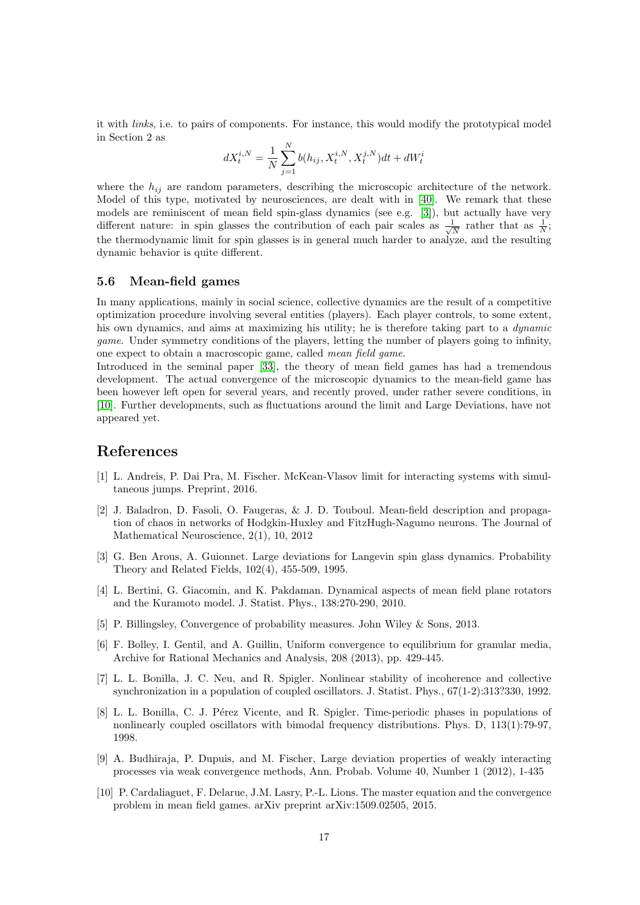it with *links*, i.e. to pairs of components. For instance, this would modify the prototypical model in Section 2 as

$$dX_t^{i,N} = \frac{1}{N}\sum_{j=1}^{N} b(h_{ij}, X_t^{i,N}, X_t^{j,N})dt + dW_t^i$$

where the $h_{ij}$ are random parameters, describing the microscopic architecture of the network. Model of this type, motivated by neurosciences, are dealt with in [40]. We remark that these models are reminiscent of mean field spin-glass dynamics (see e.g. [3]), but actually have very different nature: in spin glasses the contribution of each pair scales as $\frac{1}{\sqrt{N}}$ rather that as $\frac{1}{N}$; the thermodynamic limit for spin glasses is in general much harder to analyze, and the resulting dynamic behavior is quite different.

### 5.6 Mean-field games

In many applications, mainly in social science, collective dynamics are the result of a competitive optimization procedure involving several entities (players). Each player controls, to some extent, his own dynamics, and aims at maximizing his utility; he is therefore taking part to a *dynamic game*. Under symmetry conditions of the players, letting the number of players going to infinity, one expect to obtain a macroscopic game, called *mean field game*.
Introduced in the seminal paper [33], the theory of mean field games has had a tremendous development. The actual convergence of the microscopic dynamics to the mean-field game has been however left open for several years, and recently proved, under rather severe conditions, in [10]. Further developments, such as fluctuations around the limit and Large Deviations, have not appeared yet.

## References

[1] L. Andreis, P. Dai Pra, M. Fischer. McKean-Vlasov limit for interacting systems with simultaneous jumps. Preprint, 2016.

[2] J. Baladron, D. Fasoli, O. Faugeras, & J. D. Touboul. Mean-field description and propagation of chaos in networks of Hodgkin-Huxley and FitzHugh-Nagumo neurons. The Journal of Mathematical Neuroscience, 2(1), 10, 2012

[3] G. Ben Arous, A. Guionnet. Large deviations for Langevin spin glass dynamics. Probability Theory and Related Fields, 102(4), 455-509, 1995.

[4] L. Bertini, G. Giacomin, and K. Pakdaman. Dynamical aspects of mean field plane rotators and the Kuramoto model. J. Statist. Phys., 138:270-290, 2010.

[5] P. Billingsley, Convergence of probability measures. John Wiley & Sons, 2013.

[6] F. Bolley, I. Gentil, and A. Guillin, Uniform convergence to equilibrium for granular media, Archive for Rational Mechanics and Analysis, 208 (2013), pp. 429-445.

[7] L. L. Bonilla, J. C. Neu, and R. Spigler. Nonlinear stability of incoherence and collective synchronization in a population of coupled oscillators. J. Statist. Phys., 67(1-2):313?330, 1992.

[8] L. L. Bonilla, C. J. Pérez Vicente, and R. Spigler. Time-periodic phases in populations of nonlinearly coupled oscillators with bimodal frequency distributions. Phys. D, 113(1):79-97, 1998.

[9] A. Budhiraja, P. Dupuis, and M. Fischer, Large deviation properties of weakly interacting processes via weak convergence methods, Ann. Probab. Volume 40, Number 1 (2012), 1-435

[10] P. Cardaliaguet, F. Delarue, J.M. Lasry, P.-L. Lions. The master equation and the convergence problem in mean field games. arXiv preprint arXiv:1509.02505, 2015.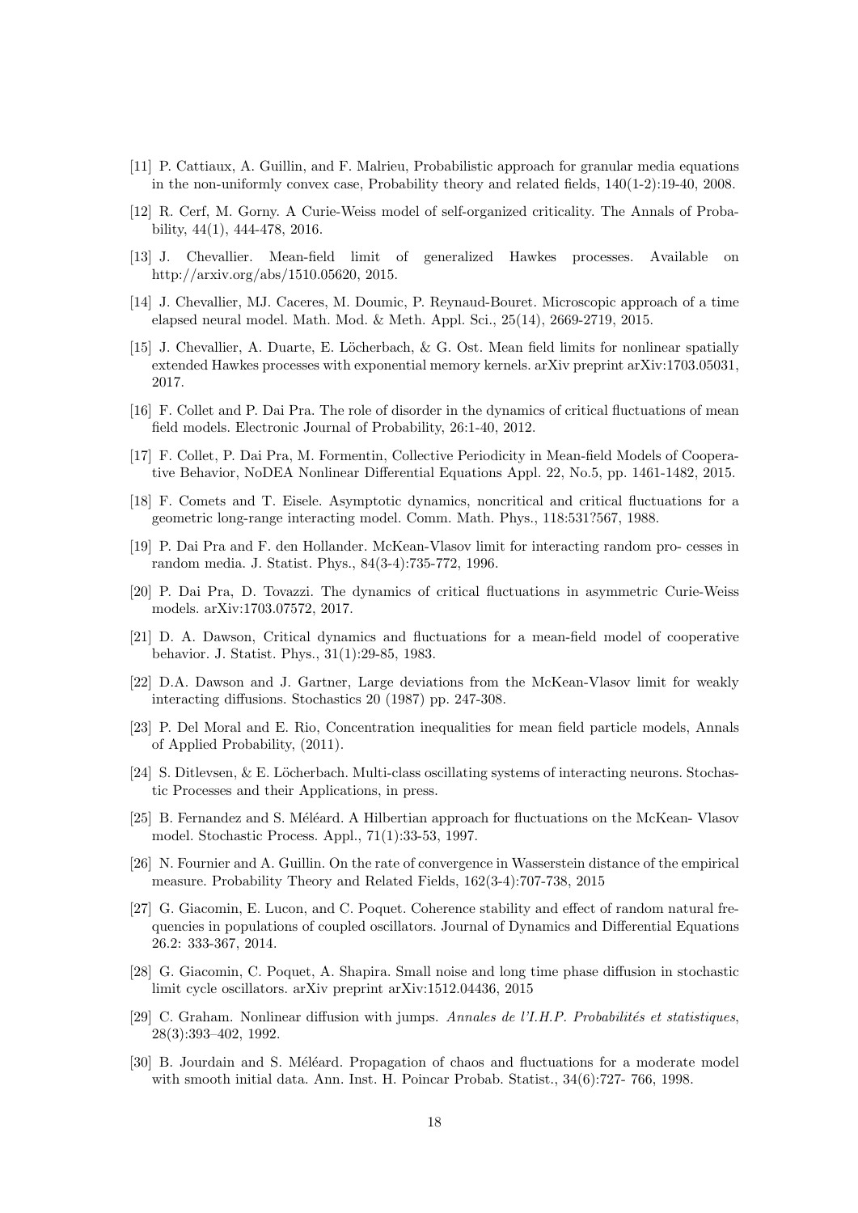[11] P. Cattiaux, A. Guillin, and F. Malrieu, Probabilistic approach for granular media equations in the non-uniformly convex case, Probability theory and related fields, 140(1-2):19-40, 2008.

[12] R. Cerf, M. Gorny. A Curie-Weiss model of self-organized criticality. The Annals of Probability, 44(1), 444-478, 2016.

[13] J. Chevallier. Mean-field limit of generalized Hawkes processes. Available on http://arxiv.org/abs/1510.05620, 2015.

[14] J. Chevallier, MJ. Caceres, M. Doumic, P. Reynaud-Bouret. Microscopic approach of a time elapsed neural model. Math. Mod. & Meth. Appl. Sci., 25(14), 2669-2719, 2015.

[15] J. Chevallier, A. Duarte, E. Löcherbach, & G. Ost. Mean field limits for nonlinear spatially extended Hawkes processes with exponential memory kernels. arXiv preprint arXiv:1703.05031, 2017.

[16] F. Collet and P. Dai Pra. The role of disorder in the dynamics of critical fluctuations of mean field models. Electronic Journal of Probability, 26:1-40, 2012.

[17] F. Collet, P. Dai Pra, M. Formentin, Collective Periodicity in Mean-field Models of Cooperative Behavior, NoDEA Nonlinear Differential Equations Appl. 22, No.5, pp. 1461-1482, 2015.

[18] F. Comets and T. Eisele. Asymptotic dynamics, noncritical and critical fluctuations for a geometric long-range interacting model. Comm. Math. Phys., 118:531?567, 1988.

[19] P. Dai Pra and F. den Hollander. McKean-Vlasov limit for interacting random pro- cesses in random media. J. Statist. Phys., 84(3-4):735-772, 1996.

[20] P. Dai Pra, D. Tovazzi. The dynamics of critical fluctuations in asymmetric Curie-Weiss models. arXiv:1703.07572, 2017.

[21] D. A. Dawson, Critical dynamics and fluctuations for a mean-field model of cooperative behavior. J. Statist. Phys., 31(1):29-85, 1983.

[22] D.A. Dawson and J. Gartner, Large deviations from the McKean-Vlasov limit for weakly interacting diffusions. Stochastics 20 (1987) pp. 247-308.

[23] P. Del Moral and E. Rio, Concentration inequalities for mean field particle models, Annals of Applied Probability, (2011).

[24] S. Ditlevsen, & E. Löcherbach. Multi-class oscillating systems of interacting neurons. Stochastic Processes and their Applications, in press.

[25] B. Fernandez and S. Méléard. A Hilbertian approach for fluctuations on the McKean- Vlasov model. Stochastic Process. Appl., 71(1):33-53, 1997.

[26] N. Fournier and A. Guillin. On the rate of convergence in Wasserstein distance of the empirical measure. Probability Theory and Related Fields, 162(3-4):707-738, 2015

[27] G. Giacomin, E. Lucon, and C. Poquet. Coherence stability and effect of random natural frequencies in populations of coupled oscillators. Journal of Dynamics and Differential Equations 26.2: 333-367, 2014.

[28] G. Giacomin, C. Poquet, A. Shapira. Small noise and long time phase diffusion in stochastic limit cycle oscillators. arXiv preprint arXiv:1512.04436, 2015

[29] C. Graham. Nonlinear diffusion with jumps. *Annales de l'I.H.P. Probabilités et statistiques*, 28(3):393–402, 1992.

[30] B. Jourdain and S. Méléard. Propagation of chaos and fluctuations for a moderate model with smooth initial data. Ann. Inst. H. Poincar Probab. Statist., 34(6):727- 766, 1998.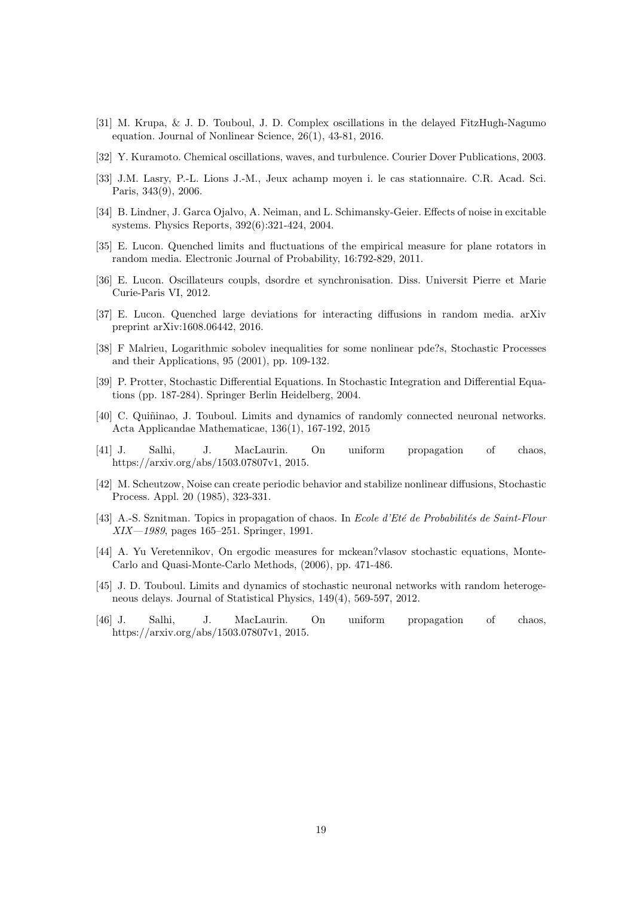[31] M. Krupa, & J. D. Touboul, J. D. Complex oscillations in the delayed FitzHugh-Nagumo equation. Journal of Nonlinear Science, 26(1), 43-81, 2016.

[32] Y. Kuramoto. Chemical oscillations, waves, and turbulence. Courier Dover Publications, 2003.

[33] J.M. Lasry, P.-L. Lions J.-M., Jeux achamp moyen i. le cas stationnaire. C.R. Acad. Sci. Paris, 343(9), 2006.

[34] B. Lindner, J. Garca Ojalvo, A. Neiman, and L. Schimansky-Geier. Effects of noise in excitable systems. Physics Reports, 392(6):321-424, 2004.

[35] E. Lucon. Quenched limits and fluctuations of the empirical measure for plane rotators in random media. Electronic Journal of Probability, 16:792-829, 2011.

[36] E. Lucon. Oscillateurs coupls, dsordre et synchronisation. Diss. Universit Pierre et Marie Curie-Paris VI, 2012.

[37] E. Lucon. Quenched large deviations for interacting diffusions in random media. arXiv preprint arXiv:1608.06442, 2016.

[38] F Malrieu, Logarithmic sobolev inequalities for some nonlinear pde?s, Stochastic Processes and their Applications, 95 (2001), pp. 109-132.

[39] P. Protter, Stochastic Differential Equations. In Stochastic Integration and Differential Equations (pp. 187-284). Springer Berlin Heidelberg, 2004.

[40] C. Quiñinao, J. Touboul. Limits and dynamics of randomly connected neuronal networks. Acta Applicandae Mathematicae, 136(1), 167-192, 2015

[41] J. Salhi, J. MacLaurin. On uniform propagation of chaos, https://arxiv.org/abs/1503.07807v1, 2015.

[42] M. Scheutzow, Noise can create periodic behavior and stabilize nonlinear diffusions, Stochastic Process. Appl. 20 (1985), 323-331.

[43] A.-S. Sznitman. Topics in propagation of chaos. In *Ecole d'Eté de Probabilités de Saint-Flour XIX—1989*, pages 165–251. Springer, 1991.

[44] A. Yu Veretennikov, On ergodic measures for mckean?vlasov stochastic equations, Monte-Carlo and Quasi-Monte-Carlo Methods, (2006), pp. 471-486.

[45] J. D. Touboul. Limits and dynamics of stochastic neuronal networks with random heterogeneous delays. Journal of Statistical Physics, 149(4), 569-597, 2012.

[46] J. Salhi, J. MacLaurin. On uniform propagation of chaos, https://arxiv.org/abs/1503.07807v1, 2015.